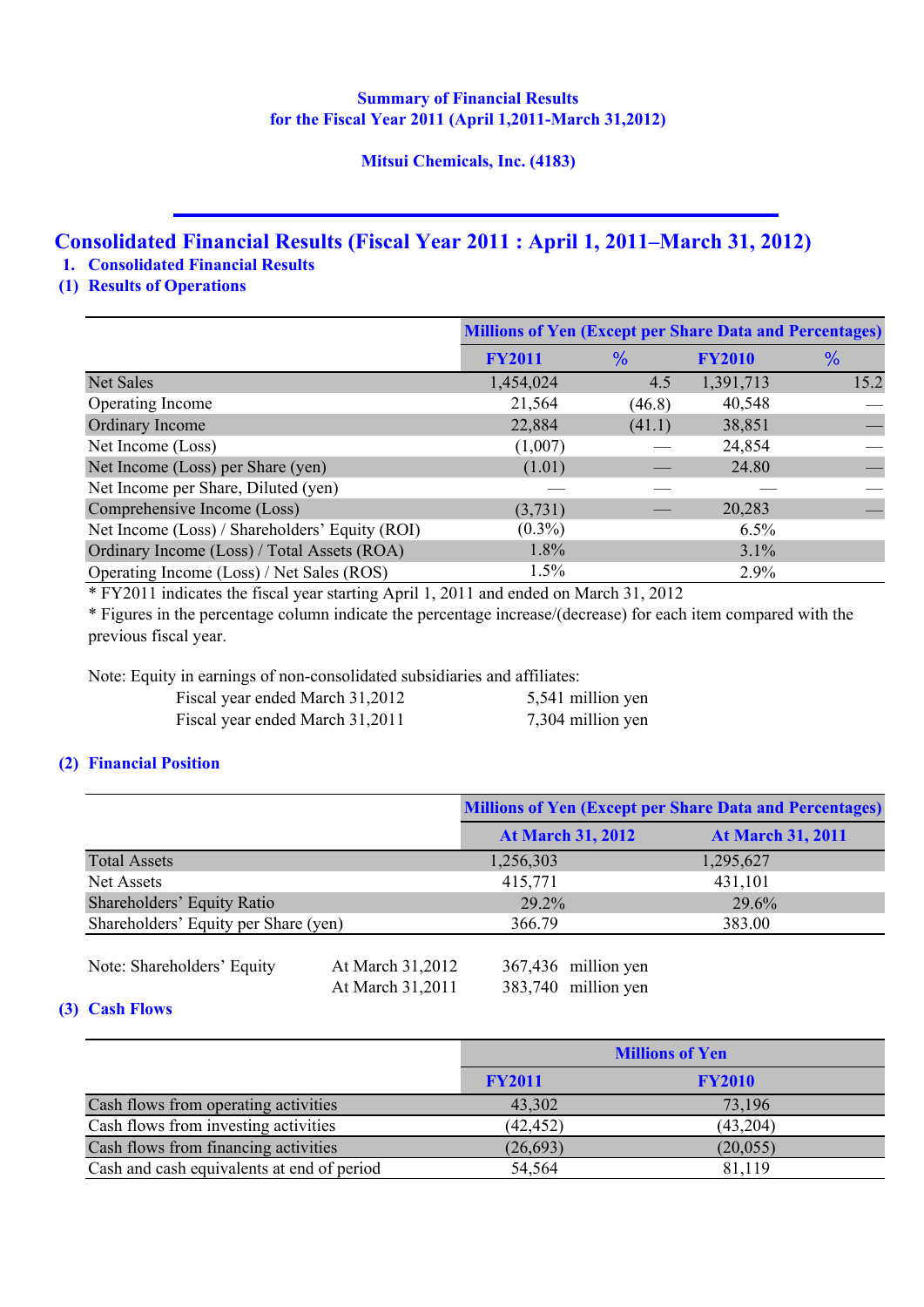**Summary of Financial Results**
**for the Fiscal Year 2011 (April 1,2011-March 31,2012)**

**Mitsui Chemicals, Inc. (4183)**

# Consolidated Financial Results (Fiscal Year 2011 : April 1, 2011–March 31, 2012)

## 1. Consolidated Financial Results

### (1) Results of Operations

| | Millions of Yen (Except per Share Data and Percentages) | | | |
|---|---|---|---|---|
| | FY2011 | % | FY2010 | % |
| Net Sales | 1,454,024 | 4.5 | 1,391,713 | 15.2 |
| Operating Income | 21,564 | (46.8) | 40,548 | — |
| Ordinary Income | 22,884 | (41.1) | 38,851 | — |
| Net Income (Loss) | (1,007) | — | 24,854 | — |
| Net Income (Loss) per Share (yen) | (1.01) | — | 24.80 | — |
| Net Income per Share, Diluted (yen) | — | — | — | — |
| Comprehensive Income (Loss) | (3,731) | — | 20,283 | — |
| Net Income (Loss) / Shareholders' Equity (ROI) | (0.3%) | | 6.5% | |
| Ordinary Income (Loss) / Total Assets (ROA) | 1.8% | | 3.1% | |
| Operating Income (Loss) / Net Sales (ROS) | 1.5% | | 2.9% | |

* FY2011 indicates the fiscal year starting April 1, 2011 and ended on March 31, 2012
* Figures in the percentage column indicate the percentage increase/(decrease) for each item compared with the previous fiscal year.

Note: Equity in earnings of non-consolidated subsidiaries and affiliates:

| | |
|---|---|
| Fiscal year ended March 31,2012 | 5,541 million yen |
| Fiscal year ended March 31,2011 | 7,304 million yen |

### (2) Financial Position

| | Millions of Yen (Except per Share Data and Percentages) | |
|---|---|---|
| | At March 31, 2012 | At March 31, 2011 |
| Total Assets | 1,256,303 | 1,295,627 |
| Net Assets | 415,771 | 431,101 |
| Shareholders' Equity Ratio | 29.2% | 29.6% |
| Shareholders' Equity per Share (yen) | 366.79 | 383.00 |

| Note: Shareholders' Equity | | |
|---|---|---|
| | At March 31,2012 | 367,436 million yen |
| | At March 31,2011 | 383,740 million yen |

### (3) Cash Flows

| | Millions of Yen | |
|---|---|---|
| | FY2011 | FY2010 |
| Cash flows from operating activities | 43,302 | 73,196 |
| Cash flows from investing activities | (42,452) | (43,204) |
| Cash flows from financing activities | (26,693) | (20,055) |
| Cash and cash equivalents at end of period | 54,564 | 81,119 |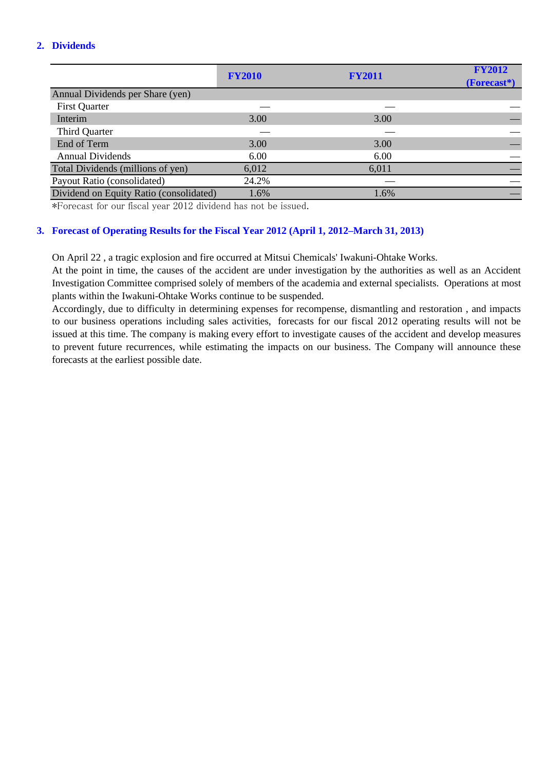## 2. Dividends

| | FY2010 | FY2011 | FY2012 (Forecast*) |
|---|---|---|---|
| Annual Dividends per Share (yen) | | | |
| First Quarter | — | — | — |
| Interim | 3.00 | 3.00 | — |
| Third Quarter | — | — | — |
| End of Term | 3.00 | 3.00 | — |
| Annual Dividends | 6.00 | 6.00 | — |
| Total Dividends (millions of yen) | 6,012 | 6,011 | — |
| Payout Ratio (consolidated) | 24.2% | — | — |
| Dividend on Equity Ratio (consolidated) | 1.6% | 1.6% | — |

*Forecast for our fiscal year 2012 dividend has not be issued.

## 3. Forecast of Operating Results for the Fiscal Year 2012 (April 1, 2012–March 31, 2013)

On April 22 , a tragic explosion and fire occurred at Mitsui Chemicals' Iwakuni-Ohtake Works.

At the point in time, the causes of the accident are under investigation by the authorities as well as an Accident Investigation Committee comprised solely of members of the academia and external specialists. Operations at most plants within the Iwakuni-Ohtake Works continue to be suspended.

Accordingly, due to difficulty in determining expenses for recompense, dismantling and restoration , and impacts to our business operations including sales activities, forecasts for our fiscal 2012 operating results will not be issued at this time. The company is making every effort to investigate causes of the accident and develop measures to prevent future recurrences, while estimating the impacts on our business. The Company will announce these forecasts at the earliest possible date.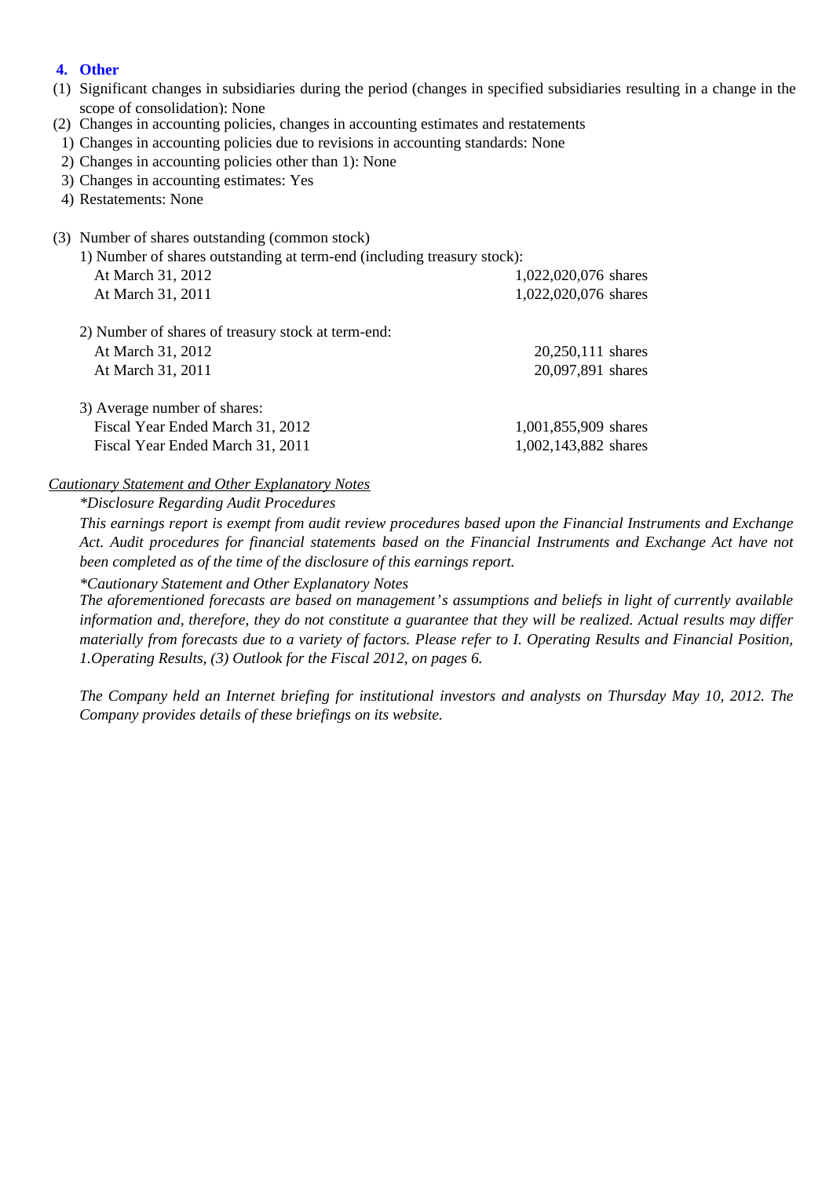## 4. Other

(1) Significant changes in subsidiaries during the period (changes in specified subsidiaries resulting in a change in the scope of consolidation): None

(2) Changes in accounting policies, changes in accounting estimates and restatements

1) Changes in accounting policies due to revisions in accounting standards: None

2) Changes in accounting policies other than 1): None

3) Changes in accounting estimates: Yes

4) Restatements: None

(3) Number of shares outstanding (common stock)

1) Number of shares outstanding at term-end (including treasury stock):

| | |
|---|---|
| At March 31, 2012 | 1,022,020,076 shares |
| At March 31, 2011 | 1,022,020,076 shares |

2) Number of shares of treasury stock at term-end:

| | |
|---|---|
| At March 31, 2012 | 20,250,111 shares |
| At March 31, 2011 | 20,097,891 shares |

3) Average number of shares:

| | |
|---|---|
| Fiscal Year Ended March 31, 2012 | 1,001,855,909 shares |
| Fiscal Year Ended March 31, 2011 | 1,002,143,882 shares |

*Cautionary Statement and Other Explanatory Notes*

*\*Disclosure Regarding Audit Procedures*

*This earnings report is exempt from audit review procedures based upon the Financial Instruments and Exchange Act. Audit procedures for financial statements based on the Financial Instruments and Exchange Act have not been completed as of the time of the disclosure of this earnings report.*

*\*Cautionary Statement and Other Explanatory Notes*

*The aforementioned forecasts are based on management's assumptions and beliefs in light of currently available information and, therefore, they do not constitute a guarantee that they will be realized. Actual results may differ materially from forecasts due to a variety of factors. Please refer to I. Operating Results and Financial Position, 1.Operating Results, (3) Outlook for the Fiscal 2012, on pages 6.*

*The Company held an Internet briefing for institutional investors and analysts on Thursday May 10, 2012. The Company provides details of these briefings on its website.*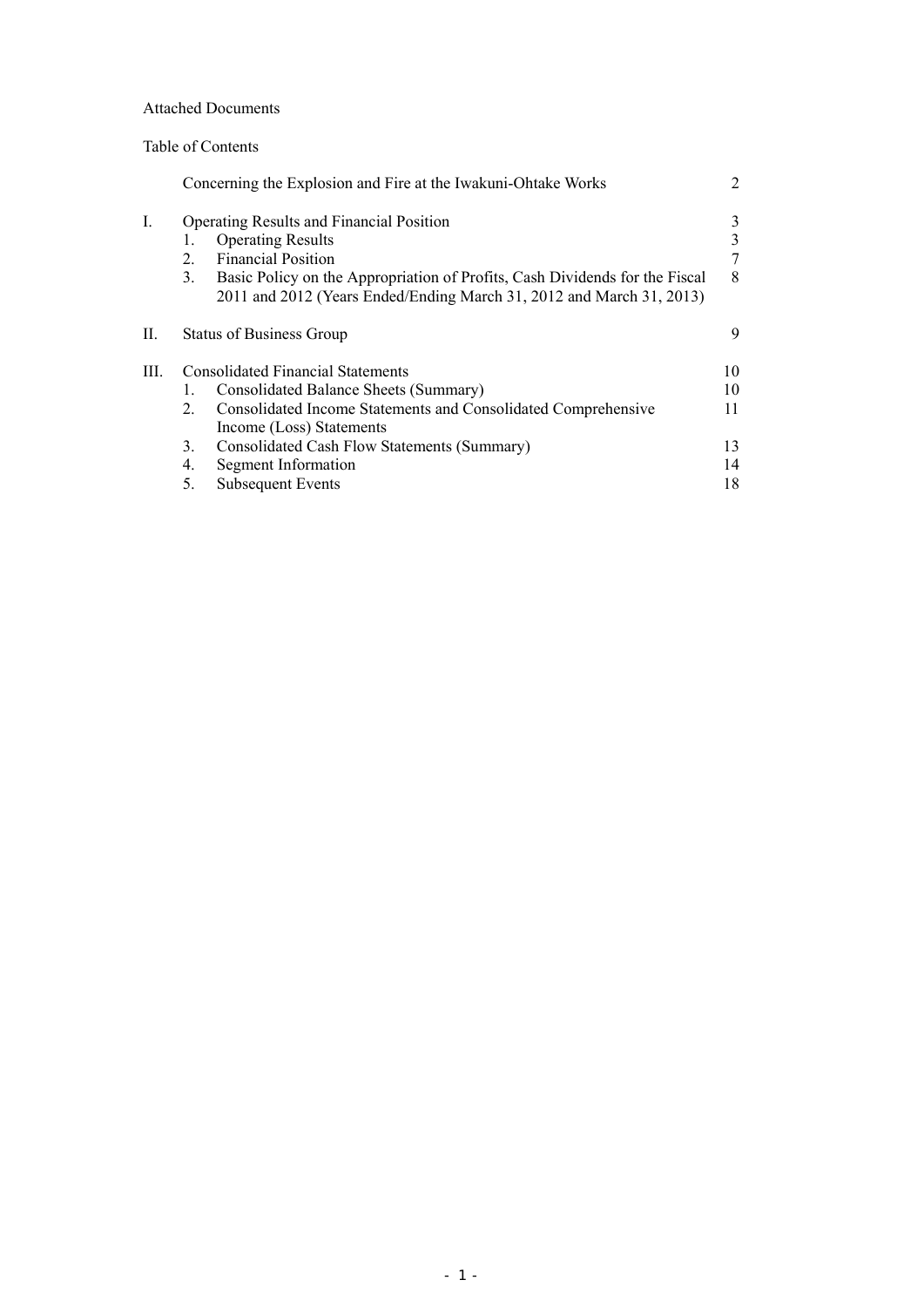Attached Documents

Table of Contents

| | | | Page |
|---|---|---|---|
| | Concerning the Explosion and Fire at the Iwakuni-Ohtake Works | | 2 |
| I. | Operating Results and Financial Position | | 3 |
| | 1. | Operating Results | 3 |
| | 2. | Financial Position | 7 |
| | 3. | Basic Policy on the Appropriation of Profits, Cash Dividends for the Fiscal 2011 and 2012 (Years Ended/Ending March 31, 2012 and March 31, 2013) | 8 |
| II. | Status of Business Group | | 9 |
| III. | Consolidated Financial Statements | | 10 |
| | 1. | Consolidated Balance Sheets (Summary) | 10 |
| | 2. | Consolidated Income Statements and Consolidated Comprehensive Income (Loss) Statements | 11 |
| | 3. | Consolidated Cash Flow Statements (Summary) | 13 |
| | 4. | Segment Information | 14 |
| | 5. | Subsequent Events | 18 |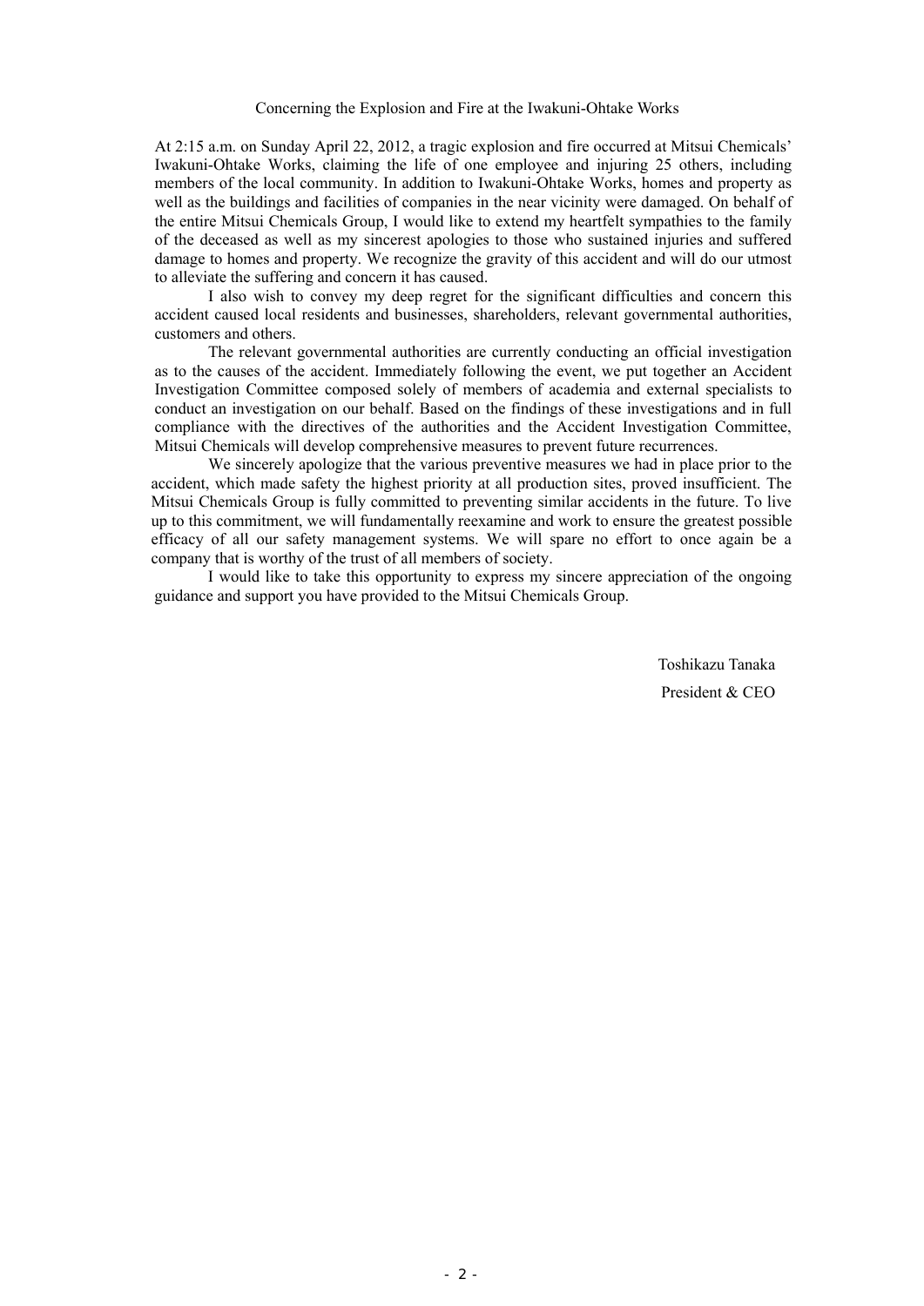## Concerning the Explosion and Fire at the Iwakuni-Ohtake Works

At 2:15 a.m. on Sunday April 22, 2012, a tragic explosion and fire occurred at Mitsui Chemicals' Iwakuni-Ohtake Works, claiming the life of one employee and injuring 25 others, including members of the local community. In addition to Iwakuni-Ohtake Works, homes and property as well as the buildings and facilities of companies in the near vicinity were damaged. On behalf of the entire Mitsui Chemicals Group, I would like to extend my heartfelt sympathies to the family of the deceased as well as my sincerest apologies to those who sustained injuries and suffered damage to homes and property. We recognize the gravity of this accident and will do our utmost to alleviate the suffering and concern it has caused.

I also wish to convey my deep regret for the significant difficulties and concern this accident caused local residents and businesses, shareholders, relevant governmental authorities, customers and others.

The relevant governmental authorities are currently conducting an official investigation as to the causes of the accident. Immediately following the event, we put together an Accident Investigation Committee composed solely of members of academia and external specialists to conduct an investigation on our behalf. Based on the findings of these investigations and in full compliance with the directives of the authorities and the Accident Investigation Committee, Mitsui Chemicals will develop comprehensive measures to prevent future recurrences.

We sincerely apologize that the various preventive measures we had in place prior to the accident, which made safety the highest priority at all production sites, proved insufficient. The Mitsui Chemicals Group is fully committed to preventing similar accidents in the future. To live up to this commitment, we will fundamentally reexamine and work to ensure the greatest possible efficacy of all our safety management systems. We will spare no effort to once again be a company that is worthy of the trust of all members of society.

I would like to take this opportunity to express my sincere appreciation of the ongoing guidance and support you have provided to the Mitsui Chemicals Group.

Toshikazu Tanaka

President & CEO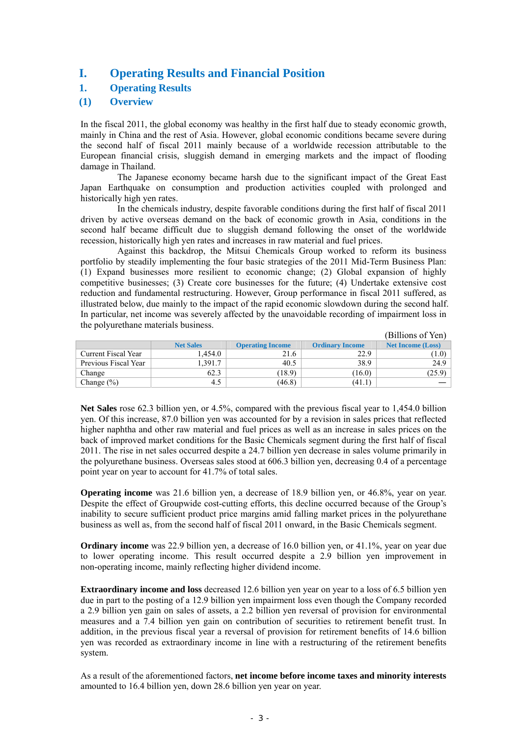# I. Operating Results and Financial Position

## 1. Operating Results

### (1) Overview

In the fiscal 2011, the global economy was healthy in the first half due to steady economic growth, mainly in China and the rest of Asia. However, global economic conditions became severe during the second half of fiscal 2011 mainly because of a worldwide recession attributable to the European financial crisis, sluggish demand in emerging markets and the impact of flooding damage in Thailand.

The Japanese economy became harsh due to the significant impact of the Great East Japan Earthquake on consumption and production activities coupled with prolonged and historically high yen rates.

In the chemicals industry, despite favorable conditions during the first half of fiscal 2011 driven by active overseas demand on the back of economic growth in Asia, conditions in the second half became difficult due to sluggish demand following the onset of the worldwide recession, historically high yen rates and increases in raw material and fuel prices.

Against this backdrop, the Mitsui Chemicals Group worked to reform its business portfolio by steadily implementing the four basic strategies of the 2011 Mid-Term Business Plan: (1) Expand businesses more resilient to economic change; (2) Global expansion of highly competitive businesses; (3) Create core businesses for the future; (4) Undertake extensive cost reduction and fundamental restructuring. However, Group performance in fiscal 2011 suffered, as illustrated below, due mainly to the impact of the rapid economic slowdown during the second half. In particular, net income was severely affected by the unavoidable recording of impairment loss in the polyurethane materials business.

(Billions of Yen)

| | Net Sales | Operating Income | Ordinary Income | Net Income (Loss) |
|---|---|---|---|---|
| Current Fiscal Year | 1,454.0 | 21.6 | 22.9 | (1.0) |
| Previous Fiscal Year | 1,391.7 | 40.5 | 38.9 | 24.9 |
| Change | 62.3 | (18.9) | (16.0) | (25.9) |
| Change (%) | 4.5 | (46.8) | (41.1) | — |

**Net Sales** rose 62.3 billion yen, or 4.5%, compared with the previous fiscal year to 1,454.0 billion yen. Of this increase, 87.0 billion yen was accounted for by a revision in sales prices that reflected higher naphtha and other raw material and fuel prices as well as an increase in sales prices on the back of improved market conditions for the Basic Chemicals segment during the first half of fiscal 2011. The rise in net sales occurred despite a 24.7 billion yen decrease in sales volume primarily in the polyurethane business. Overseas sales stood at 606.3 billion yen, decreasing 0.4 of a percentage point year on year to account for 41.7% of total sales.

**Operating income** was 21.6 billion yen, a decrease of 18.9 billion yen, or 46.8%, year on year. Despite the effect of Groupwide cost-cutting efforts, this decline occurred because of the Group's inability to secure sufficient product price margins amid falling market prices in the polyurethane business as well as, from the second half of fiscal 2011 onward, in the Basic Chemicals segment.

**Ordinary income** was 22.9 billion yen, a decrease of 16.0 billion yen, or 41.1%, year on year due to lower operating income. This result occurred despite a 2.9 billion yen improvement in non-operating income, mainly reflecting higher dividend income.

**Extraordinary income and loss** decreased 12.6 billion yen year on year to a loss of 6.5 billion yen due in part to the posting of a 12.9 billion yen impairment loss even though the Company recorded a 2.9 billion yen gain on sales of assets, a 2.2 billion yen reversal of provision for environmental measures and a 7.4 billion yen gain on contribution of securities to retirement benefit trust. In addition, in the previous fiscal year a reversal of provision for retirement benefits of 14.6 billion yen was recorded as extraordinary income in line with a restructuring of the retirement benefits system.

As a result of the aforementioned factors, **net income before income taxes and minority interests** amounted to 16.4 billion yen, down 28.6 billion yen year on year.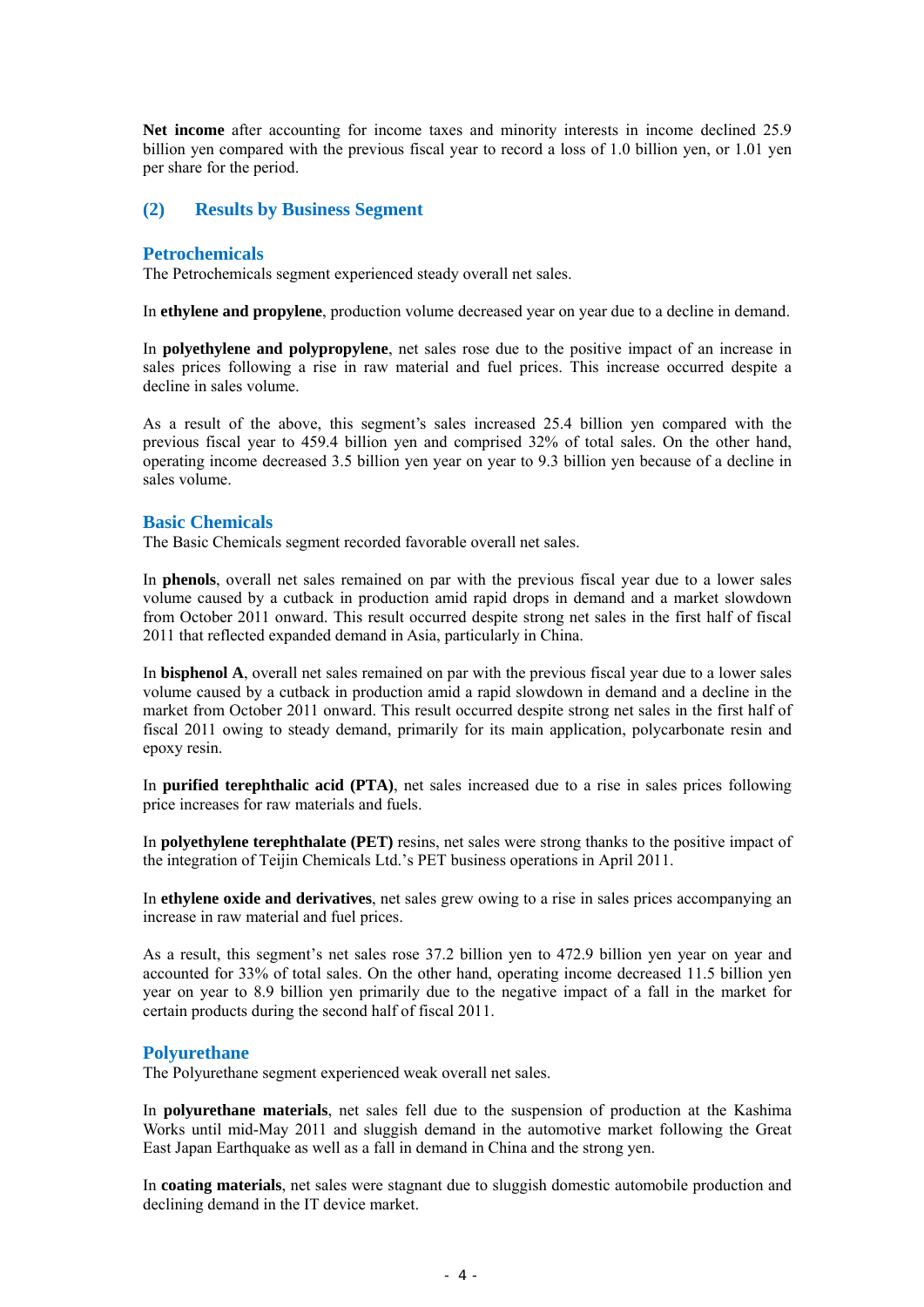**Net income** after accounting for income taxes and minority interests in income declined 25.9 billion yen compared with the previous fiscal year to record a loss of 1.0 billion yen, or 1.01 yen per share for the period.

## (2) Results by Business Segment

### Petrochemicals

The Petrochemicals segment experienced steady overall net sales.

In **ethylene and propylene**, production volume decreased year on year due to a decline in demand.

In **polyethylene and polypropylene**, net sales rose due to the positive impact of an increase in sales prices following a rise in raw material and fuel prices. This increase occurred despite a decline in sales volume.

As a result of the above, this segment's sales increased 25.4 billion yen compared with the previous fiscal year to 459.4 billion yen and comprised 32% of total sales. On the other hand, operating income decreased 3.5 billion yen year on year to 9.3 billion yen because of a decline in sales volume.

### Basic Chemicals

The Basic Chemicals segment recorded favorable overall net sales.

In **phenols**, overall net sales remained on par with the previous fiscal year due to a lower sales volume caused by a cutback in production amid rapid drops in demand and a market slowdown from October 2011 onward. This result occurred despite strong net sales in the first half of fiscal 2011 that reflected expanded demand in Asia, particularly in China.

In **bisphenol A**, overall net sales remained on par with the previous fiscal year due to a lower sales volume caused by a cutback in production amid a rapid slowdown in demand and a decline in the market from October 2011 onward. This result occurred despite strong net sales in the first half of fiscal 2011 owing to steady demand, primarily for its main application, polycarbonate resin and epoxy resin.

In **purified terephthalic acid (PTA)**, net sales increased due to a rise in sales prices following price increases for raw materials and fuels.

In **polyethylene terephthalate (PET)** resins, net sales were strong thanks to the positive impact of the integration of Teijin Chemicals Ltd.'s PET business operations in April 2011.

In **ethylene oxide and derivatives**, net sales grew owing to a rise in sales prices accompanying an increase in raw material and fuel prices.

As a result, this segment's net sales rose 37.2 billion yen to 472.9 billion yen year on year and accounted for 33% of total sales. On the other hand, operating income decreased 11.5 billion yen year on year to 8.9 billion yen primarily due to the negative impact of a fall in the market for certain products during the second half of fiscal 2011.

### Polyurethane

The Polyurethane segment experienced weak overall net sales.

In **polyurethane materials**, net sales fell due to the suspension of production at the Kashima Works until mid-May 2011 and sluggish demand in the automotive market following the Great East Japan Earthquake as well as a fall in demand in China and the strong yen.

In **coating materials**, net sales were stagnant due to sluggish domestic automobile production and declining demand in the IT device market.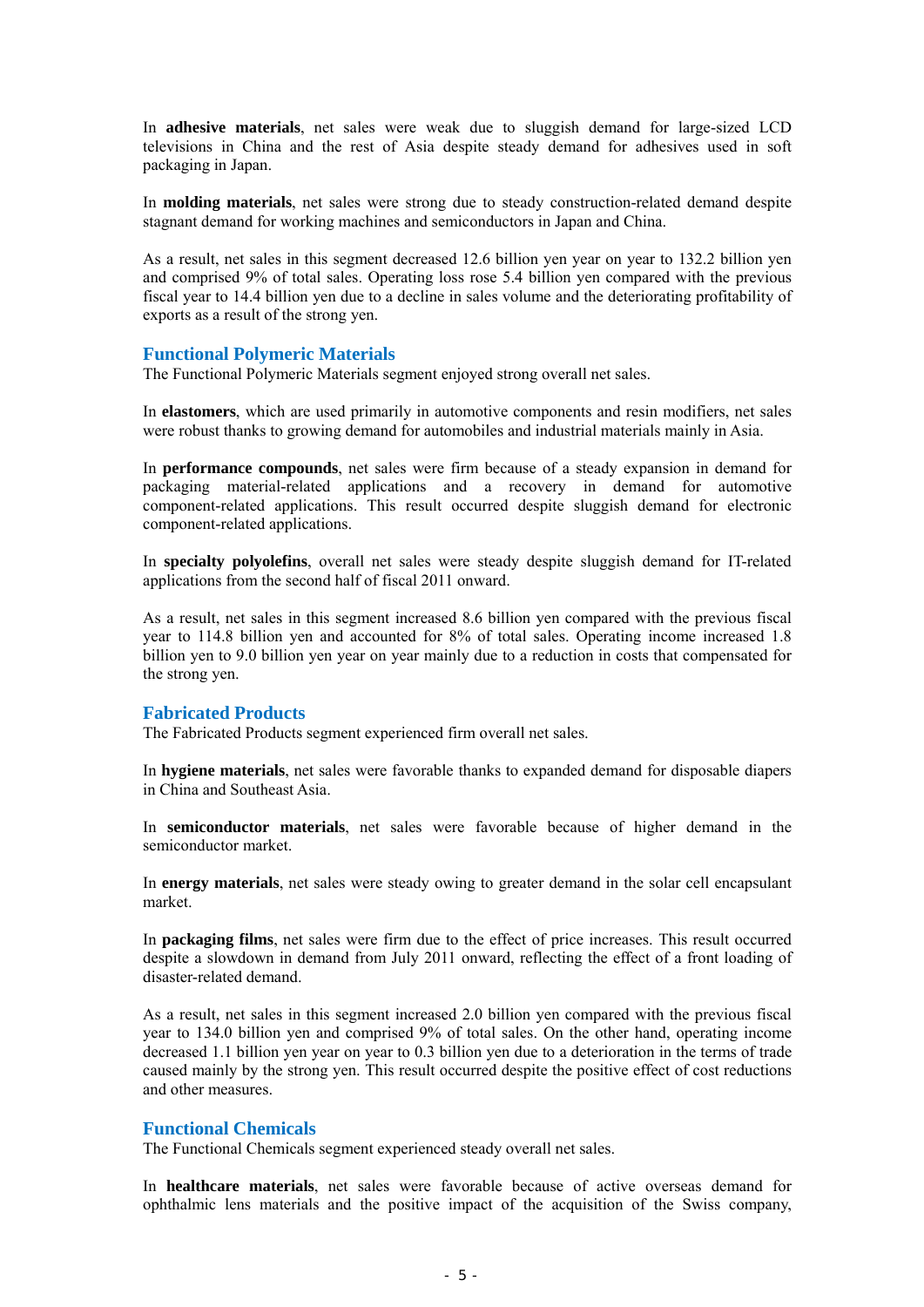In **adhesive materials**, net sales were weak due to sluggish demand for large-sized LCD televisions in China and the rest of Asia despite steady demand for adhesives used in soft packaging in Japan.

In **molding materials**, net sales were strong due to steady construction-related demand despite stagnant demand for working machines and semiconductors in Japan and China.

As a result, net sales in this segment decreased 12.6 billion yen year on year to 132.2 billion yen and comprised 9% of total sales. Operating loss rose 5.4 billion yen compared with the previous fiscal year to 14.4 billion yen due to a decline in sales volume and the deteriorating profitability of exports as a result of the strong yen.

## Functional Polymeric Materials

The Functional Polymeric Materials segment enjoyed strong overall net sales.

In **elastomers**, which are used primarily in automotive components and resin modifiers, net sales were robust thanks to growing demand for automobiles and industrial materials mainly in Asia.

In **performance compounds**, net sales were firm because of a steady expansion in demand for packaging material-related applications and a recovery in demand for automotive component-related applications. This result occurred despite sluggish demand for electronic component-related applications.

In **specialty polyolefins**, overall net sales were steady despite sluggish demand for IT-related applications from the second half of fiscal 2011 onward.

As a result, net sales in this segment increased 8.6 billion yen compared with the previous fiscal year to 114.8 billion yen and accounted for 8% of total sales. Operating income increased 1.8 billion yen to 9.0 billion yen year on year mainly due to a reduction in costs that compensated for the strong yen.

## Fabricated Products

The Fabricated Products segment experienced firm overall net sales.

In **hygiene materials**, net sales were favorable thanks to expanded demand for disposable diapers in China and Southeast Asia.

In **semiconductor materials**, net sales were favorable because of higher demand in the semiconductor market.

In **energy materials**, net sales were steady owing to greater demand in the solar cell encapsulant market.

In **packaging films**, net sales were firm due to the effect of price increases. This result occurred despite a slowdown in demand from July 2011 onward, reflecting the effect of a front loading of disaster-related demand.

As a result, net sales in this segment increased 2.0 billion yen compared with the previous fiscal year to 134.0 billion yen and comprised 9% of total sales. On the other hand, operating income decreased 1.1 billion yen year on year to 0.3 billion yen due to a deterioration in the terms of trade caused mainly by the strong yen. This result occurred despite the positive effect of cost reductions and other measures.

## Functional Chemicals

The Functional Chemicals segment experienced steady overall net sales.

In **healthcare materials**, net sales were favorable because of active overseas demand for ophthalmic lens materials and the positive impact of the acquisition of the Swiss company,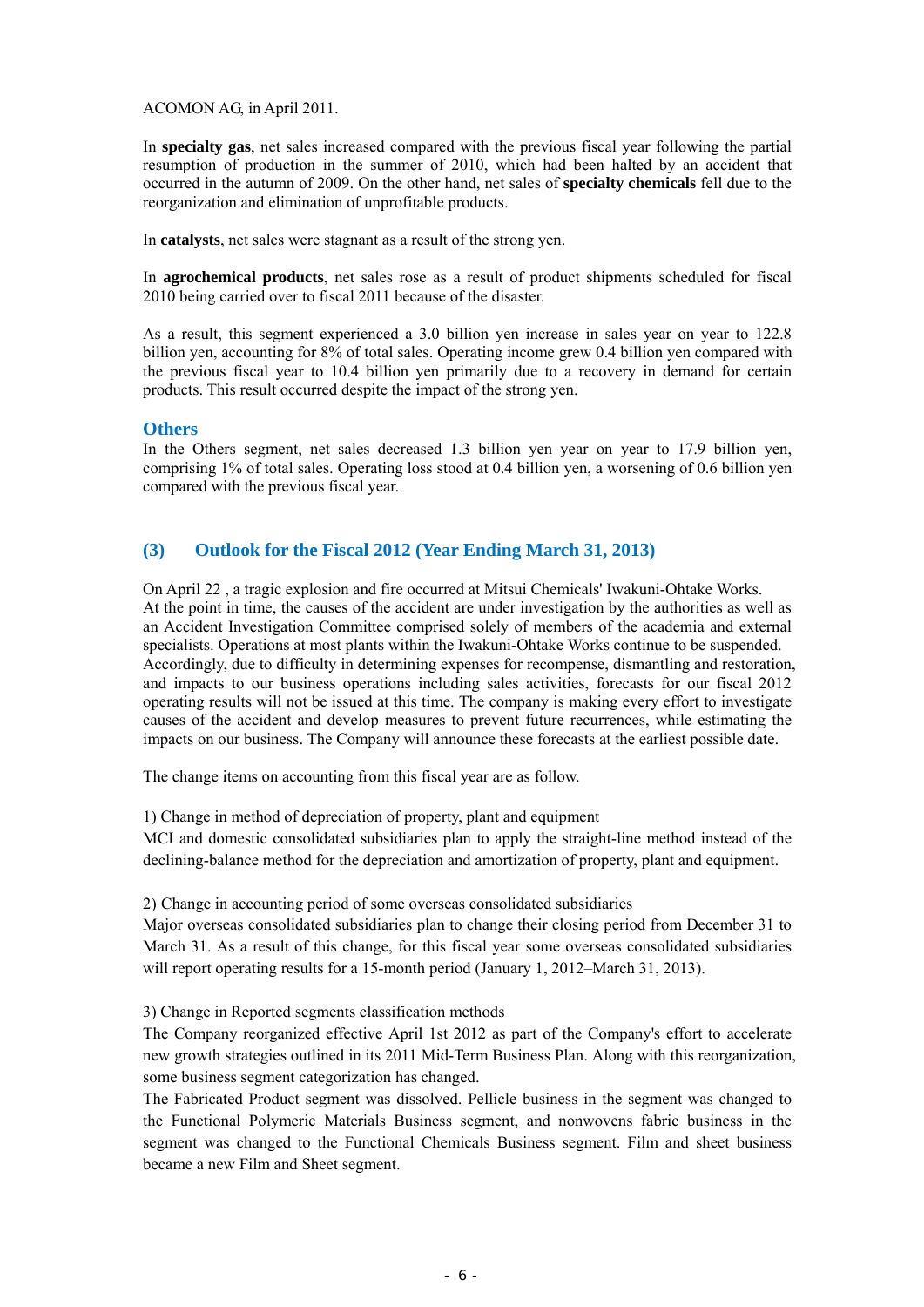ACOMON AG, in April 2011.

In **specialty gas**, net sales increased compared with the previous fiscal year following the partial resumption of production in the summer of 2010, which had been halted by an accident that occurred in the autumn of 2009. On the other hand, net sales of **specialty chemicals** fell due to the reorganization and elimination of unprofitable products.

In **catalysts**, net sales were stagnant as a result of the strong yen.

In **agrochemical products**, net sales rose as a result of product shipments scheduled for fiscal 2010 being carried over to fiscal 2011 because of the disaster.

As a result, this segment experienced a 3.0 billion yen increase in sales year on year to 122.8 billion yen, accounting for 8% of total sales. Operating income grew 0.4 billion yen compared with the previous fiscal year to 10.4 billion yen primarily due to a recovery in demand for certain products. This result occurred despite the impact of the strong yen.

### Others

In the Others segment, net sales decreased 1.3 billion yen year on year to 17.9 billion yen, comprising 1% of total sales. Operating loss stood at 0.4 billion yen, a worsening of 0.6 billion yen compared with the previous fiscal year.

## (3) Outlook for the Fiscal 2012 (Year Ending March 31, 2013)

On April 22 , a tragic explosion and fire occurred at Mitsui Chemicals' Iwakuni-Ohtake Works. At the point in time, the causes of the accident are under investigation by the authorities as well as an Accident Investigation Committee comprised solely of members of the academia and external specialists. Operations at most plants within the Iwakuni-Ohtake Works continue to be suspended. Accordingly, due to difficulty in determining expenses for recompense, dismantling and restoration, and impacts to our business operations including sales activities, forecasts for our fiscal 2012 operating results will not be issued at this time. The company is making every effort to investigate causes of the accident and develop measures to prevent future recurrences, while estimating the impacts on our business. The Company will announce these forecasts at the earliest possible date.

The change items on accounting from this fiscal year are as follow.

1) Change in method of depreciation of property, plant and equipment
MCI and domestic consolidated subsidiaries plan to apply the straight-line method instead of the declining-balance method for the depreciation and amortization of property, plant and equipment.

2) Change in accounting period of some overseas consolidated subsidiaries
Major overseas consolidated subsidiaries plan to change their closing period from December 31 to March 31. As a result of this change, for this fiscal year some overseas consolidated subsidiaries will report operating results for a 15-month period (January 1, 2012–March 31, 2013).

3) Change in Reported segments classification methods
The Company reorganized effective April 1st 2012 as part of the Company's effort to accelerate new growth strategies outlined in its 2011 Mid-Term Business Plan. Along with this reorganization, some business segment categorization has changed.
The Fabricated Product segment was dissolved. Pellicle business in the segment was changed to the Functional Polymeric Materials Business segment, and nonwovens fabric business in the segment was changed to the Functional Chemicals Business segment. Film and sheet business became a new Film and Sheet segment.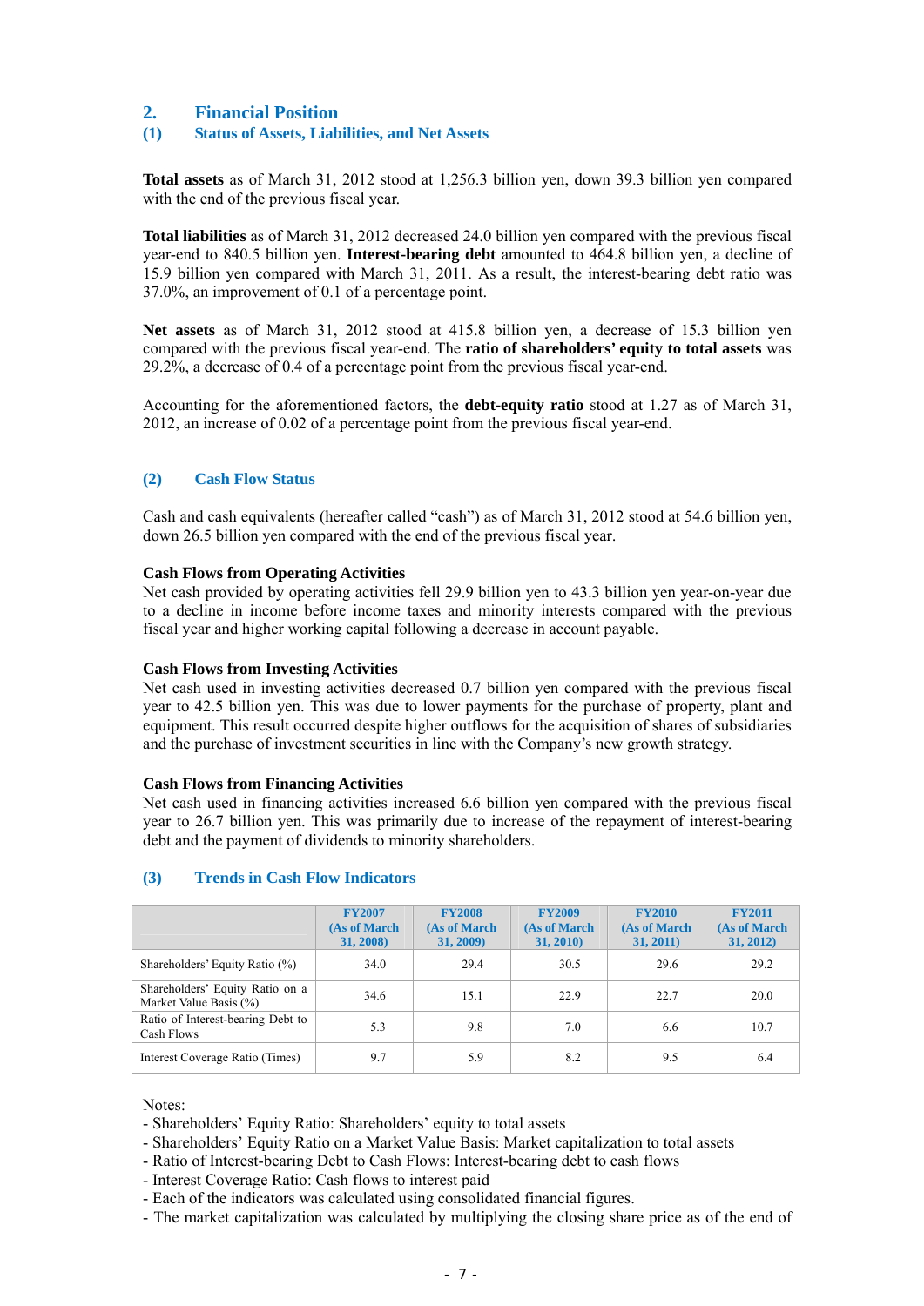## 2. Financial Position

### (1) Status of Assets, Liabilities, and Net Assets

**Total assets** as of March 31, 2012 stood at 1,256.3 billion yen, down 39.3 billion yen compared with the end of the previous fiscal year.

**Total liabilities** as of March 31, 2012 decreased 24.0 billion yen compared with the previous fiscal year-end to 840.5 billion yen. **Interest-bearing debt** amounted to 464.8 billion yen, a decline of 15.9 billion yen compared with March 31, 2011. As a result, the interest-bearing debt ratio was 37.0%, an improvement of 0.1 of a percentage point.

**Net assets** as of March 31, 2012 stood at 415.8 billion yen, a decrease of 15.3 billion yen compared with the previous fiscal year-end. The **ratio of shareholders' equity to total assets** was 29.2%, a decrease of 0.4 of a percentage point from the previous fiscal year-end.

Accounting for the aforementioned factors, the **debt-equity ratio** stood at 1.27 as of March 31, 2012, an increase of 0.02 of a percentage point from the previous fiscal year-end.

### (2) Cash Flow Status

Cash and cash equivalents (hereafter called "cash") as of March 31, 2012 stood at 54.6 billion yen, down 26.5 billion yen compared with the end of the previous fiscal year.

**Cash Flows from Operating Activities**
Net cash provided by operating activities fell 29.9 billion yen to 43.3 billion yen year-on-year due to a decline in income before income taxes and minority interests compared with the previous fiscal year and higher working capital following a decrease in account payable.

**Cash Flows from Investing Activities**
Net cash used in investing activities decreased 0.7 billion yen compared with the previous fiscal year to 42.5 billion yen. This was due to lower payments for the purchase of property, plant and equipment. This result occurred despite higher outflows for the acquisition of shares of subsidiaries and the purchase of investment securities in line with the Company's new growth strategy.

**Cash Flows from Financing Activities**
Net cash used in financing activities increased 6.6 billion yen compared with the previous fiscal year to 26.7 billion yen. This was primarily due to increase of the repayment of interest-bearing debt and the payment of dividends to minority shareholders.

### (3) Trends in Cash Flow Indicators

| | FY2007 (As of March 31, 2008) | FY2008 (As of March 31, 2009) | FY2009 (As of March 31, 2010) | FY2010 (As of March 31, 2011) | FY2011 (As of March 31, 2012) |
|---|---|---|---|---|---|
| Shareholders' Equity Ratio (%) | 34.0 | 29.4 | 30.5 | 29.6 | 29.2 |
| Shareholders' Equity Ratio on a Market Value Basis (%) | 34.6 | 15.1 | 22.9 | 22.7 | 20.0 |
| Ratio of Interest-bearing Debt to Cash Flows | 5.3 | 9.8 | 7.0 | 6.6 | 10.7 |
| Interest Coverage Ratio (Times) | 9.7 | 5.9 | 8.2 | 9.5 | 6.4 |

Notes:
- Shareholders' Equity Ratio: Shareholders' equity to total assets
- Shareholders' Equity Ratio on a Market Value Basis: Market capitalization to total assets
- Ratio of Interest-bearing Debt to Cash Flows: Interest-bearing debt to cash flows
- Interest Coverage Ratio: Cash flows to interest paid
- Each of the indicators was calculated using consolidated financial figures.
- The market capitalization was calculated by multiplying the closing share price as of the end of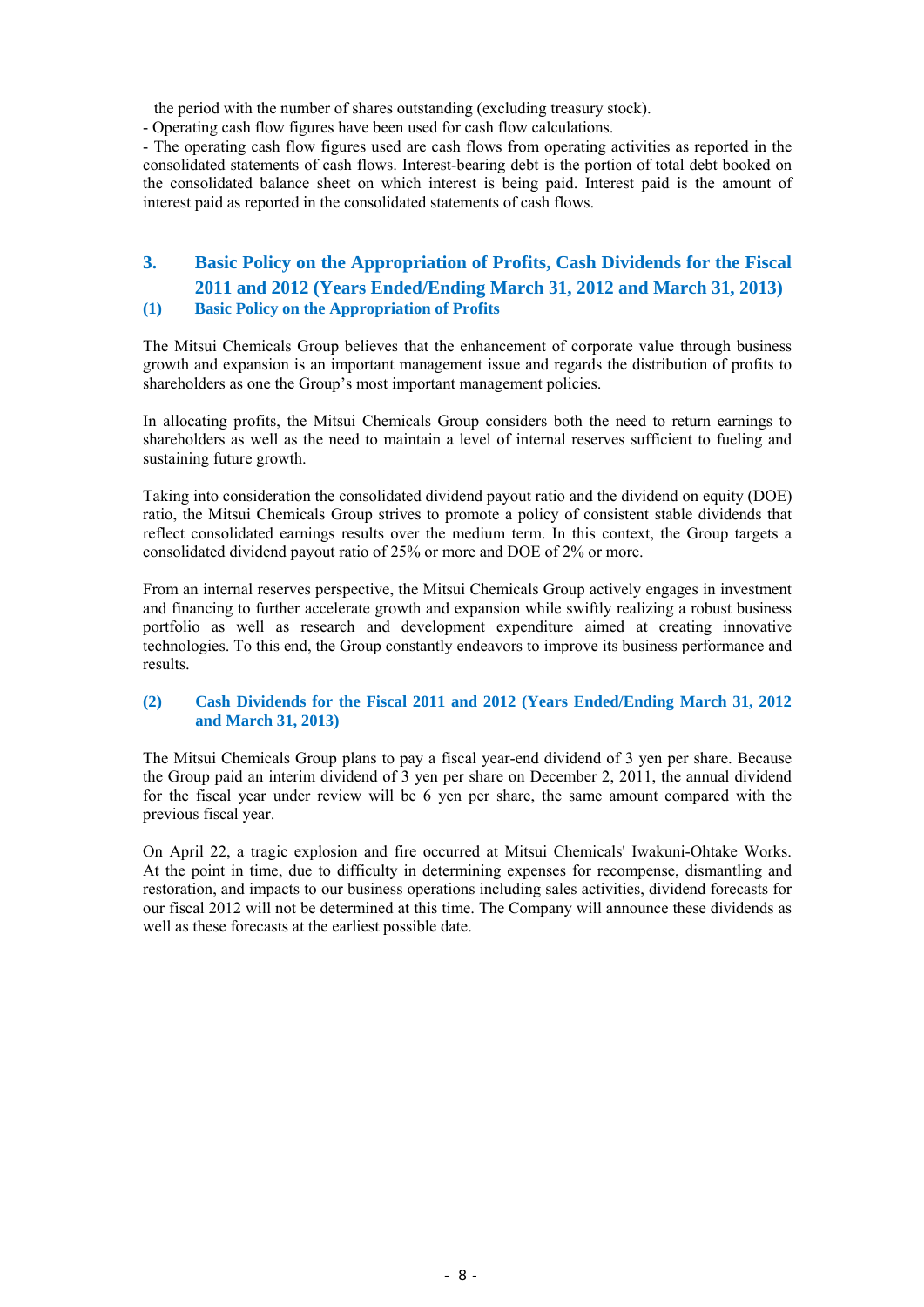the period with the number of shares outstanding (excluding treasury stock).

- Operating cash flow figures have been used for cash flow calculations.
- The operating cash flow figures used are cash flows from operating activities as reported in the consolidated statements of cash flows. Interest-bearing debt is the portion of total debt booked on the consolidated balance sheet on which interest is being paid. Interest paid is the amount of interest paid as reported in the consolidated statements of cash flows.

## 3. Basic Policy on the Appropriation of Profits, Cash Dividends for the Fiscal 2011 and 2012 (Years Ended/Ending March 31, 2012 and March 31, 2013)

### (1) Basic Policy on the Appropriation of Profits

The Mitsui Chemicals Group believes that the enhancement of corporate value through business growth and expansion is an important management issue and regards the distribution of profits to shareholders as one the Group's most important management policies.

In allocating profits, the Mitsui Chemicals Group considers both the need to return earnings to shareholders as well as the need to maintain a level of internal reserves sufficient to fueling and sustaining future growth.

Taking into consideration the consolidated dividend payout ratio and the dividend on equity (DOE) ratio, the Mitsui Chemicals Group strives to promote a policy of consistent stable dividends that reflect consolidated earnings results over the medium term. In this context, the Group targets a consolidated dividend payout ratio of 25% or more and DOE of 2% or more.

From an internal reserves perspective, the Mitsui Chemicals Group actively engages in investment and financing to further accelerate growth and expansion while swiftly realizing a robust business portfolio as well as research and development expenditure aimed at creating innovative technologies. To this end, the Group constantly endeavors to improve its business performance and results.

### (2) Cash Dividends for the Fiscal 2011 and 2012 (Years Ended/Ending March 31, 2012 and March 31, 2013)

The Mitsui Chemicals Group plans to pay a fiscal year-end dividend of 3 yen per share. Because the Group paid an interim dividend of 3 yen per share on December 2, 2011, the annual dividend for the fiscal year under review will be 6 yen per share, the same amount compared with the previous fiscal year.

On April 22, a tragic explosion and fire occurred at Mitsui Chemicals' Iwakuni-Ohtake Works. At the point in time, due to difficulty in determining expenses for recompense, dismantling and restoration, and impacts to our business operations including sales activities, dividend forecasts for our fiscal 2012 will not be determined at this time. The Company will announce these dividends as well as these forecasts at the earliest possible date.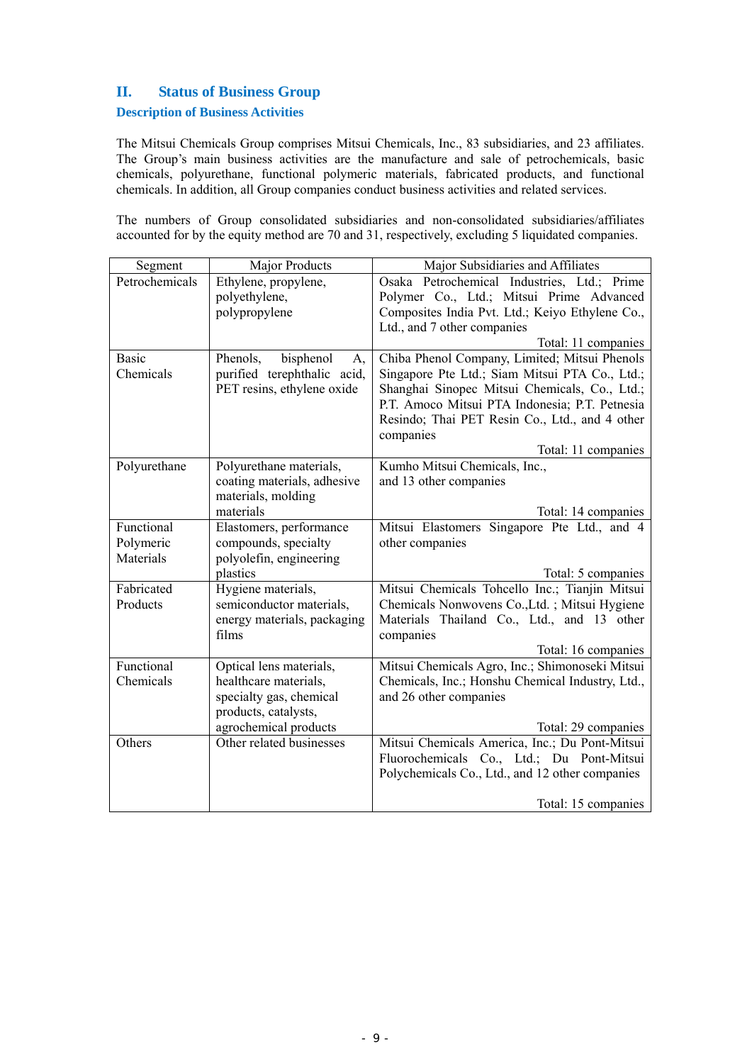## II. Status of Business Group

### Description of Business Activities

The Mitsui Chemicals Group comprises Mitsui Chemicals, Inc., 83 subsidiaries, and 23 affiliates. The Group's main business activities are the manufacture and sale of petrochemicals, basic chemicals, polyurethane, functional polymeric materials, fabricated products, and functional chemicals. In addition, all Group companies conduct business activities and related services.

The numbers of Group consolidated subsidiaries and non-consolidated subsidiaries/affiliates accounted for by the equity method are 70 and 31, respectively, excluding 5 liquidated companies.

| Segment | Major Products | Major Subsidiaries and Affiliates |
|---|---|---|
| Petrochemicals | Ethylene, propylene, polyethylene, polypropylene | Osaka Petrochemical Industries, Ltd.; Prime Polymer Co., Ltd.; Mitsui Prime Advanced Composites India Pvt. Ltd.; Keiyo Ethylene Co., Ltd., and 7 other companies<br>Total: 11 companies |
| Basic Chemicals | Phenols, bisphenol A, purified terephthalic acid, PET resins, ethylene oxide | Chiba Phenol Company, Limited; Mitsui Phenols Singapore Pte Ltd.; Siam Mitsui PTA Co., Ltd.; Shanghai Sinopec Mitsui Chemicals, Co., Ltd.; P.T. Amoco Mitsui PTA Indonesia; P.T. Petnesia Resindo; Thai PET Resin Co., Ltd., and 4 other companies<br>Total: 11 companies |
| Polyurethane | Polyurethane materials, coating materials, adhesive materials, molding materials | Kumho Mitsui Chemicals, Inc., and 13 other companies<br>Total: 14 companies |
| Functional Polymeric Materials | Elastomers, performance compounds, specialty polyolefin, engineering plastics | Mitsui Elastomers Singapore Pte Ltd., and 4 other companies<br>Total: 5 companies |
| Fabricated Products | Hygiene materials, semiconductor materials, energy materials, packaging films | Mitsui Chemicals Tohcello Inc.; Tianjin Mitsui Chemicals Nonwovens Co.,Ltd. ; Mitsui Hygiene Materials Thailand Co., Ltd., and 13 other companies<br>Total: 16 companies |
| Functional Chemicals | Optical lens materials, healthcare materials, specialty gas, chemical products, catalysts, agrochemical products | Mitsui Chemicals Agro, Inc.; Shimonoseki Mitsui Chemicals, Inc.; Honshu Chemical Industry, Ltd., and 26 other companies<br>Total: 29 companies |
| Others | Other related businesses | Mitsui Chemicals America, Inc.; Du Pont-Mitsui Fluorochemicals Co., Ltd.; Du Pont-Mitsui Polychemicals Co., Ltd., and 12 other companies<br>Total: 15 companies |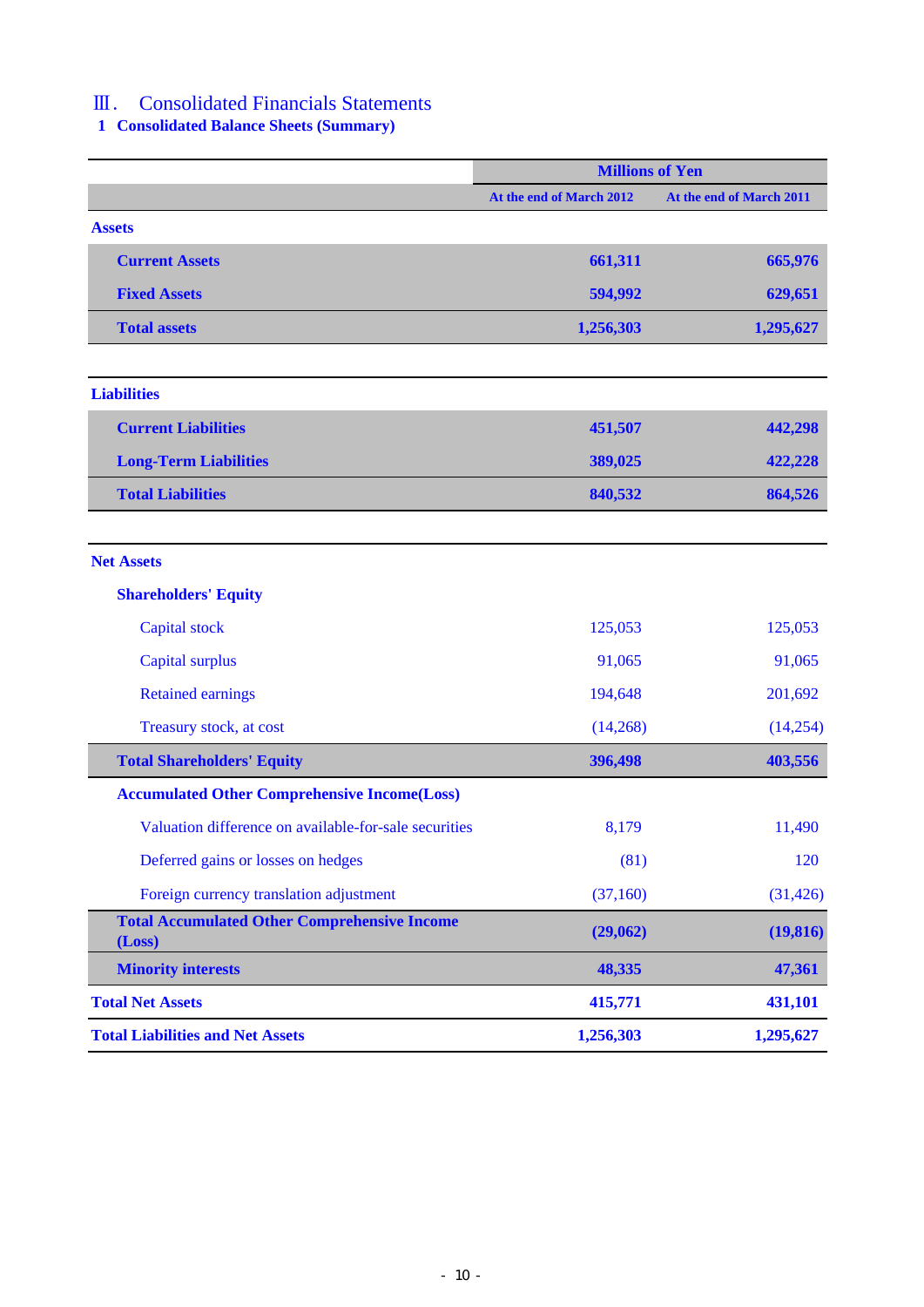# Ⅲ. Consolidated Financials Statements

## 1 Consolidated Balance Sheets (Summary)

| | Millions of Yen | |
|---|---|---|
| | At the end of March 2012 | At the end of March 2011 |
| **Assets** | | |
| **Current Assets** | **661,311** | **665,976** |
| **Fixed Assets** | **594,992** | **629,651** |
| **Total assets** | **1,256,303** | **1,295,627** |
| **Liabilities** | | |
| **Current Liabilities** | **451,507** | **442,298** |
| **Long-Term Liabilities** | **389,025** | **422,228** |
| **Total Liabilities** | **840,532** | **864,526** |
| **Net Assets** | | |
| **Shareholders' Equity** | | |
| Capital stock | 125,053 | 125,053 |
| Capital surplus | 91,065 | 91,065 |
| Retained earnings | 194,648 | 201,692 |
| Treasury stock, at cost | (14,268) | (14,254) |
| **Total Shareholders' Equity** | **396,498** | **403,556** |
| **Accumulated Other Comprehensive Income(Loss)** | | |
| Valuation difference on available-for-sale securities | 8,179 | 11,490 |
| Deferred gains or losses on hedges | (81) | 120 |
| Foreign currency translation adjustment | (37,160) | (31,426) |
| **Total Accumulated Other Comprehensive Income (Loss)** | **(29,062)** | **(19,816)** |
| **Minority interests** | **48,335** | **47,361** |
| **Total Net Assets** | **415,771** | **431,101** |
| **Total Liabilities and Net Assets** | **1,256,303** | **1,295,627** |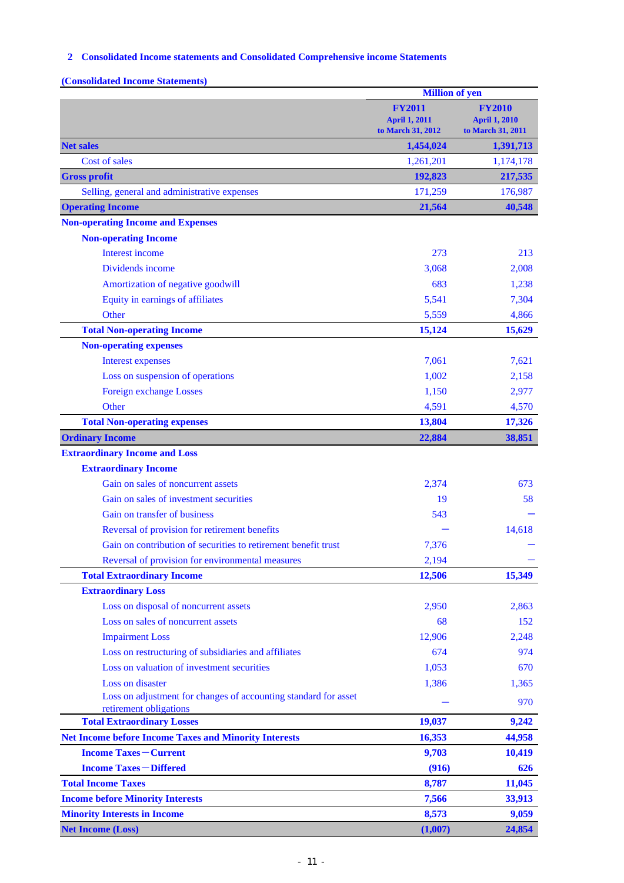## 2 Consolidated Income statements and Consolidated Comprehensive income Statements

**(Consolidated Income Statements)**

| | Million of yen | |
|---|---|---|
| | **FY2011** April 1, 2011 to March 31, 2012 | **FY2010** April 1, 2010 to March 31, 2011 |
| **Net sales** | **1,454,024** | **1,391,713** |
| Cost of sales | 1,261,201 | 1,174,178 |
| **Gross profit** | **192,823** | **217,535** |
| Selling, general and administrative expenses | 171,259 | 176,987 |
| **Operating Income** | **21,564** | **40,548** |
| **Non-operating Income and Expenses** | | |
| **Non-operating Income** | | |
| Interest income | 273 | 213 |
| Dividends income | 3,068 | 2,008 |
| Amortization of negative goodwill | 683 | 1,238 |
| Equity in earnings of affiliates | 5,541 | 7,304 |
| Other | 5,559 | 4,866 |
| **Total Non-operating Income** | **15,124** | **15,629** |
| **Non-operating expenses** | | |
| Interest expenses | 7,061 | 7,621 |
| Loss on suspension of operations | 1,002 | 2,158 |
| Foreign exchange Losses | 1,150 | 2,977 |
| Other | 4,591 | 4,570 |
| **Total Non-operating expenses** | **13,804** | **17,326** |
| **Ordinary Income** | **22,884** | **38,851** |
| **Extraordinary Income and Loss** | | |
| **Extraordinary Income** | | |
| Gain on sales of noncurrent assets | 2,374 | 673 |
| Gain on sales of investment securities | 19 | 58 |
| Gain on transfer of business | 543 | ― |
| Reversal of provision for retirement benefits | ― | 14,618 |
| Gain on contribution of securities to retirement benefit trust | 7,376 | ― |
| Reversal of provision for environmental measures | 2,194 | ― |
| **Total Extraordinary Income** | **12,506** | **15,349** |
| **Extraordinary Loss** | | |
| Loss on disposal of noncurrent assets | 2,950 | 2,863 |
| Loss on sales of noncurrent assets | 68 | 152 |
| Impairment Loss | 12,906 | 2,248 |
| Loss on restructuring of subsidiaries and affiliates | 674 | 974 |
| Loss on valuation of investment securities | 1,053 | 670 |
| Loss on disaster | 1,386 | 1,365 |
| Loss on adjustment for changes of accounting standard for asset retirement obligations | ― | 970 |
| **Total Extraordinary Losses** | **19,037** | **9,242** |
| **Net Income before Income Taxes and Minority Interests** | **16,353** | **44,958** |
| **Income Taxes－Current** | **9,703** | **10,419** |
| **Income Taxes－Differed** | **(916)** | **626** |
| **Total Income Taxes** | **8,787** | **11,045** |
| **Income before Minority Interests** | **7,566** | **33,913** |
| **Minority Interests in Income** | **8,573** | **9,059** |
| **Net Income (Loss)** | **(1,007)** | **24,854** |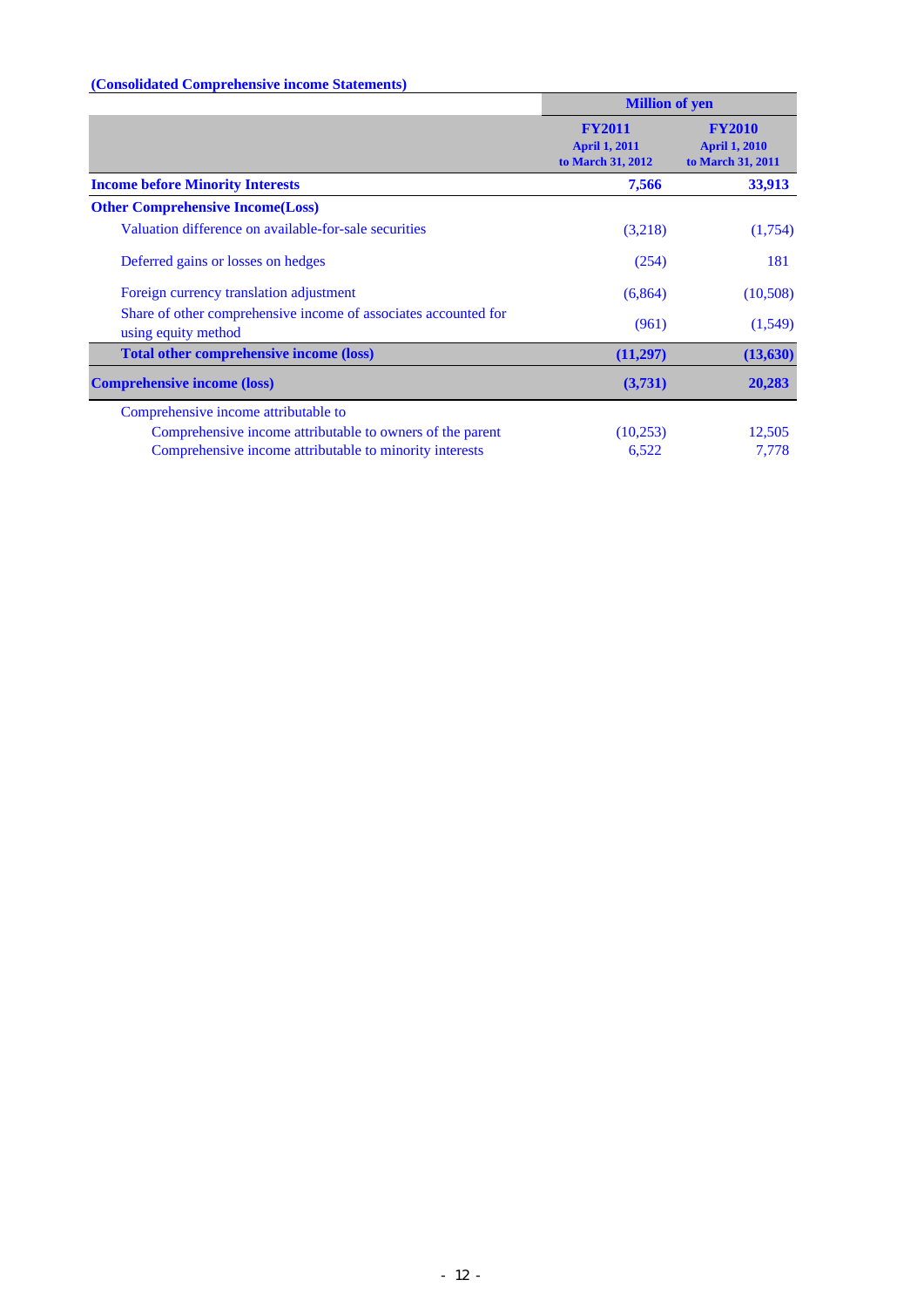**(Consolidated Comprehensive income Statements)**

| | Million of yen | |
|---|---|---|
| | **FY2011**<br>**April 1, 2011**<br>**to March 31, 2012** | **FY2010**<br>**April 1, 2010**<br>**to March 31, 2011** |
| **Income before Minority Interests** | **7,566** | **33,913** |
| **Other Comprehensive Income(Loss)** | | |
| Valuation difference on available-for-sale securities | (3,218) | (1,754) |
| Deferred gains or losses on hedges | (254) | 181 |
| Foreign currency translation adjustment | (6,864) | (10,508) |
| Share of other comprehensive income of associates accounted for using equity method | (961) | (1,549) |
| **Total other comprehensive income (loss)** | **(11,297)** | **(13,630)** |
| **Comprehensive income (loss)** | **(3,731)** | **20,283** |
| Comprehensive income attributable to | | |
| Comprehensive income attributable to owners of the parent | (10,253) | 12,505 |
| Comprehensive income attributable to minority interests | 6,522 | 7,778 |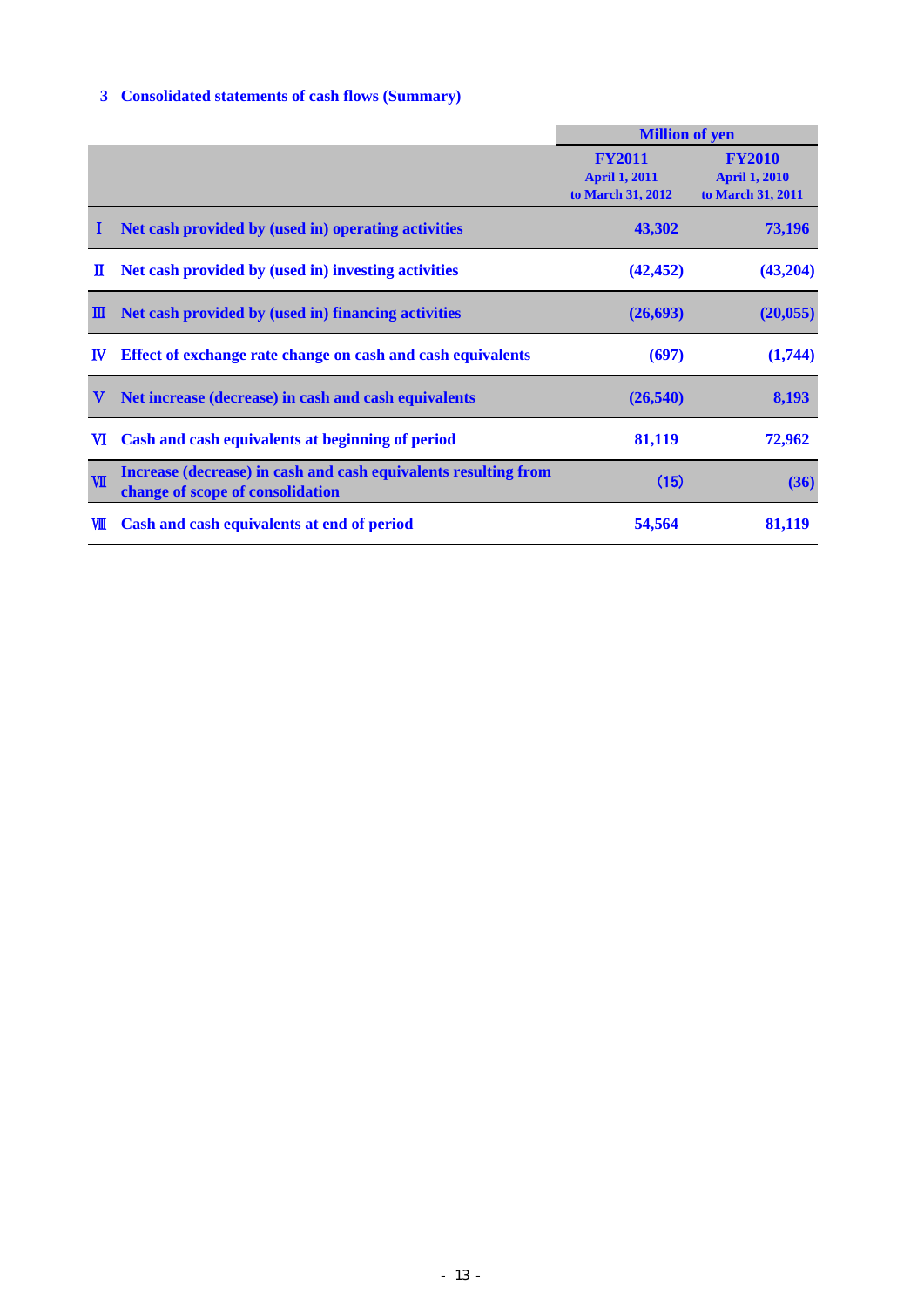### 3 Consolidated statements of cash flows (Summary)

| | | Million of yen | |
|---|---|---|---|
| | | FY2011 April 1, 2011 to March 31, 2012 | FY2010 April 1, 2010 to March 31, 2011 |
| Ⅰ | Net cash provided by (used in) operating activities | 43,302 | 73,196 |
| Ⅱ | Net cash provided by (used in) investing activities | (42,452) | (43,204) |
| Ⅲ | Net cash provided by (used in) financing activities | (26,693) | (20,055) |
| Ⅳ | Effect of exchange rate change on cash and cash equivalents | (697) | (1,744) |
| Ⅴ | Net increase (decrease) in cash and cash equivalents | (26,540) | 8,193 |
| Ⅵ | Cash and cash equivalents at beginning of period | 81,119 | 72,962 |
| Ⅶ | Increase (decrease) in cash and cash equivalents resulting from change of scope of consolidation | (15) | (36) |
| Ⅷ | Cash and cash equivalents at end of period | 54,564 | 81,119 |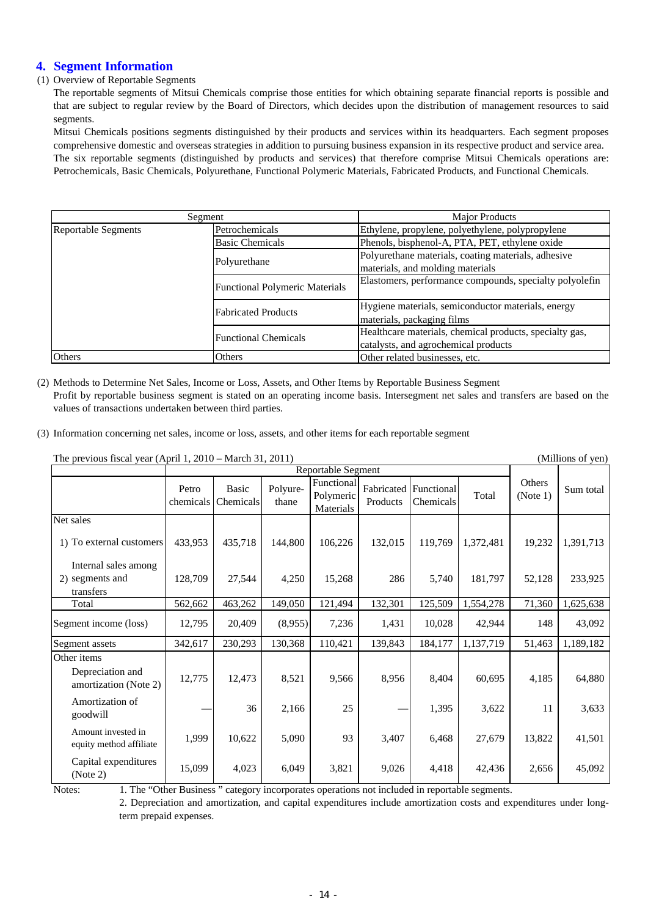## 4. Segment Information

(1) Overview of Reportable Segments

The reportable segments of Mitsui Chemicals comprise those entities for which obtaining separate financial reports is possible and that are subject to regular review by the Board of Directors, which decides upon the distribution of management resources to said segments.

Mitsui Chemicals positions segments distinguished by their products and services within its headquarters. Each segment proposes comprehensive domestic and overseas strategies in addition to pursuing business expansion in its respective product and service area. The six reportable segments (distinguished by products and services) that therefore comprise Mitsui Chemicals operations are: Petrochemicals, Basic Chemicals, Polyurethane, Functional Polymeric Materials, Fabricated Products, and Functional Chemicals.

| Segment | | Major Products |
|---|---|---|
| Reportable Segments | Petrochemicals | Ethylene, propylene, polyethylene, polypropylene |
| | Basic Chemicals | Phenols, bisphenol-A, PTA, PET, ethylene oxide |
| | Polyurethane | Polyurethane materials, coating materials, adhesive materials, and molding materials |
| | Functional Polymeric Materials | Elastomers, performance compounds, specialty polyolefin |
| | Fabricated Products | Hygiene materials, semiconductor materials, energy materials, packaging films |
| | Functional Chemicals | Healthcare materials, chemical products, specialty gas, catalysts, and agrochemical products |
| Others | Others | Other related businesses, etc. |

(2) Methods to Determine Net Sales, Income or Loss, Assets, and Other Items by Reportable Business Segment

Profit by reportable business segment is stated on an operating income basis. Intersegment net sales and transfers are based on the values of transactions undertaken between third parties.

(3) Information concerning net sales, income or loss, assets, and other items for each reportable segment

The previous fiscal year (April 1, 2010 – March 31, 2011) (Millions of yen)

| | Reportable Segment | | | | | | | Others (Note 1) | Sum total |
|---|---|---|---|---|---|---|---|---|---|
| | Petro chemicals | Basic Chemicals | Polyure-thane | Functional Polymeric Materials | Fabricated Products | Functional Chemicals | Total | | |
| Net sales | | | | | | | | | |
| 1) To external customers | 433,953 | 435,718 | 144,800 | 106,226 | 132,015 | 119,769 | 1,372,481 | 19,232 | 1,391,713 |
| 2) Internal sales among segments and transfers | 128,709 | 27,544 | 4,250 | 15,268 | 286 | 5,740 | 181,797 | 52,128 | 233,925 |
| Total | 562,662 | 463,262 | 149,050 | 121,494 | 132,301 | 125,509 | 1,554,278 | 71,360 | 1,625,638 |
| Segment income (loss) | 12,795 | 20,409 | (8,955) | 7,236 | 1,431 | 10,028 | 42,944 | 148 | 43,092 |
| Segment assets | 342,617 | 230,293 | 130,368 | 110,421 | 139,843 | 184,177 | 1,137,719 | 51,463 | 1,189,182 |
| Other items | | | | | | | | | |
| Depreciation and amortization (Note 2) | 12,775 | 12,473 | 8,521 | 9,566 | 8,956 | 8,404 | 60,695 | 4,185 | 64,880 |
| Amortization of goodwill | — | 36 | 2,166 | 25 | — | 1,395 | 3,622 | 11 | 3,633 |
| Amount invested in equity method affiliate | 1,999 | 10,622 | 5,090 | 93 | 3,407 | 6,468 | 27,679 | 13,822 | 41,501 |
| Capital expenditures (Note 2) | 15,099 | 4,023 | 6,049 | 3,821 | 9,026 | 4,418 | 42,436 | 2,656 | 45,092 |

Notes:
1. The "Other Business " category incorporates operations not included in reportable segments.
2. Depreciation and amortization, and capital expenditures include amortization costs and expenditures under long-term prepaid expenses.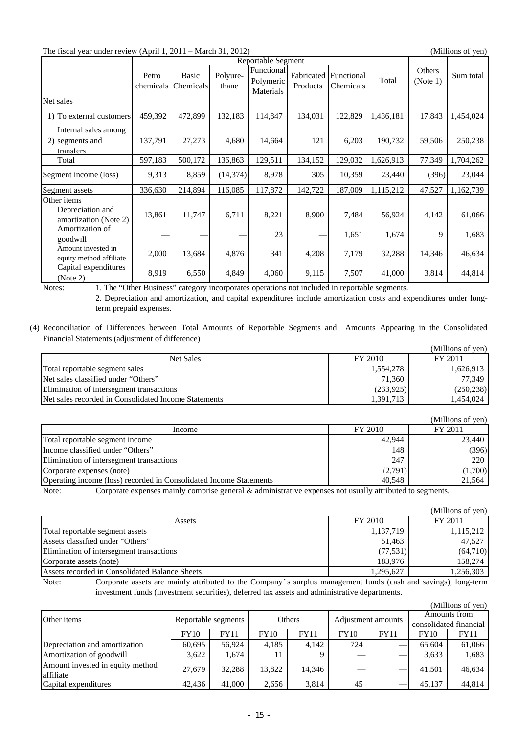The fiscal year under review (April 1, 2011 – March 31, 2012)

(Millions of yen)

| | Reportable Segment | | | | | | | | |
|---|---|---|---|---|---|---|---|---|---|
| | Petro chemicals | Basic Chemicals | Polyure-thane | Functional Polymeric Materials | Fabricated Products | Functional Chemicals | Total | Others (Note 1) | Sum total |
| Net sales | | | | | | | | | |
| 1) To external customers | 459,392 | 472,899 | 132,183 | 114,847 | 134,031 | 122,829 | 1,436,181 | 17,843 | 1,454,024 |
| 2) Internal sales among segments and transfers | 137,791 | 27,273 | 4,680 | 14,664 | 121 | 6,203 | 190,732 | 59,506 | 250,238 |
| Total | 597,183 | 500,172 | 136,863 | 129,511 | 134,152 | 129,032 | 1,626,913 | 77,349 | 1,704,262 |
| Segment income (loss) | 9,313 | 8,859 | (14,374) | 8,978 | 305 | 10,359 | 23,440 | (396) | 23,044 |
| Segment assets | 336,630 | 214,894 | 116,085 | 117,872 | 142,722 | 187,009 | 1,115,212 | 47,527 | 1,162,739 |
| Other items | | | | | | | | | |
| Depreciation and amortization (Note 2) | 13,861 | 11,747 | 6,711 | 8,221 | 8,900 | 7,484 | 56,924 | 4,142 | 61,066 |
| Amortization of goodwill | — | — | — | 23 | — | 1,651 | 1,674 | 9 | 1,683 |
| Amount invested in equity method affiliate | 2,000 | 13,684 | 4,876 | 341 | 4,208 | 7,179 | 32,288 | 14,346 | 46,634 |
| Capital expenditures (Note 2) | 8,919 | 6,550 | 4,849 | 4,060 | 9,115 | 7,507 | 41,000 | 3,814 | 44,814 |

Notes:
1. The "Other Business" category incorporates operations not included in reportable segments.
2. Depreciation and amortization, and capital expenditures include amortization costs and expenditures under long-term prepaid expenses.

(4) Reconciliation of Differences between Total Amounts of Reportable Segments and Amounts Appearing in the Consolidated Financial Statements (adjustment of difference)

(Millions of yen)

| Net Sales | FY 2010 | FY 2011 |
|---|---|---|
| Total reportable segment sales | 1,554,278 | 1,626,913 |
| Net sales classified under "Others" | 71,360 | 77,349 |
| Elimination of intersegment transactions | (233,925) | (250,238) |
| Net sales recorded in Consolidated Income Statements | 1,391,713 | 1,454,024 |

(Millions of yen)

| Income | FY 2010 | FY 2011 |
|---|---|---|
| Total reportable segment income | 42,944 | 23,440 |
| Income classified under "Others" | 148 | (396) |
| Elimination of intersegment transactions | 247 | 220 |
| Corporate expenses (note) | (2,791) | (1,700) |
| Operating income (loss) recorded in Consolidated Income Statements | 40,548 | 21,564 |

Note: Corporate expenses mainly comprise general & administrative expenses not usually attributed to segments.

(Millions of yen)

| Assets | FY 2010 | FY 2011 |
|---|---|---|
| Total reportable segment assets | 1,137,719 | 1,115,212 |
| Assets classified under "Others" | 51,463 | 47,527 |
| Elimination of intersegment transactions | (77,531) | (64,710) |
| Corporate assets (note) | 183,976 | 158,274 |
| Assets recorded in Consolidated Balance Sheets | 1,295,627 | 1,256,303 |

Note: Corporate assets are mainly attributed to the Company's surplus management funds (cash and savings), long-term investment funds (investment securities), deferred tax assets and administrative departments.

(Millions of yen)

| Other items | Reportable segments | | Others | | Adjustment amounts | | Amounts from consolidated financial | |
|---|---|---|---|---|---|---|---|---|
| | FY10 | FY11 | FY10 | FY11 | FY10 | FY11 | FY10 | FY11 |
| Depreciation and amortization | 60,695 | 56,924 | 4,185 | 4,142 | 724 | — | 65,604 | 61,066 |
| Amortization of goodwill | 3,622 | 1,674 | 11 | 9 | — | — | 3,633 | 1,683 |
| Amount invested in equity method affiliate | 27,679 | 32,288 | 13,822 | 14,346 | — | — | 41,501 | 46,634 |
| Capital expenditures | 42,436 | 41,000 | 2,656 | 3,814 | 45 | — | 45,137 | 44,814 |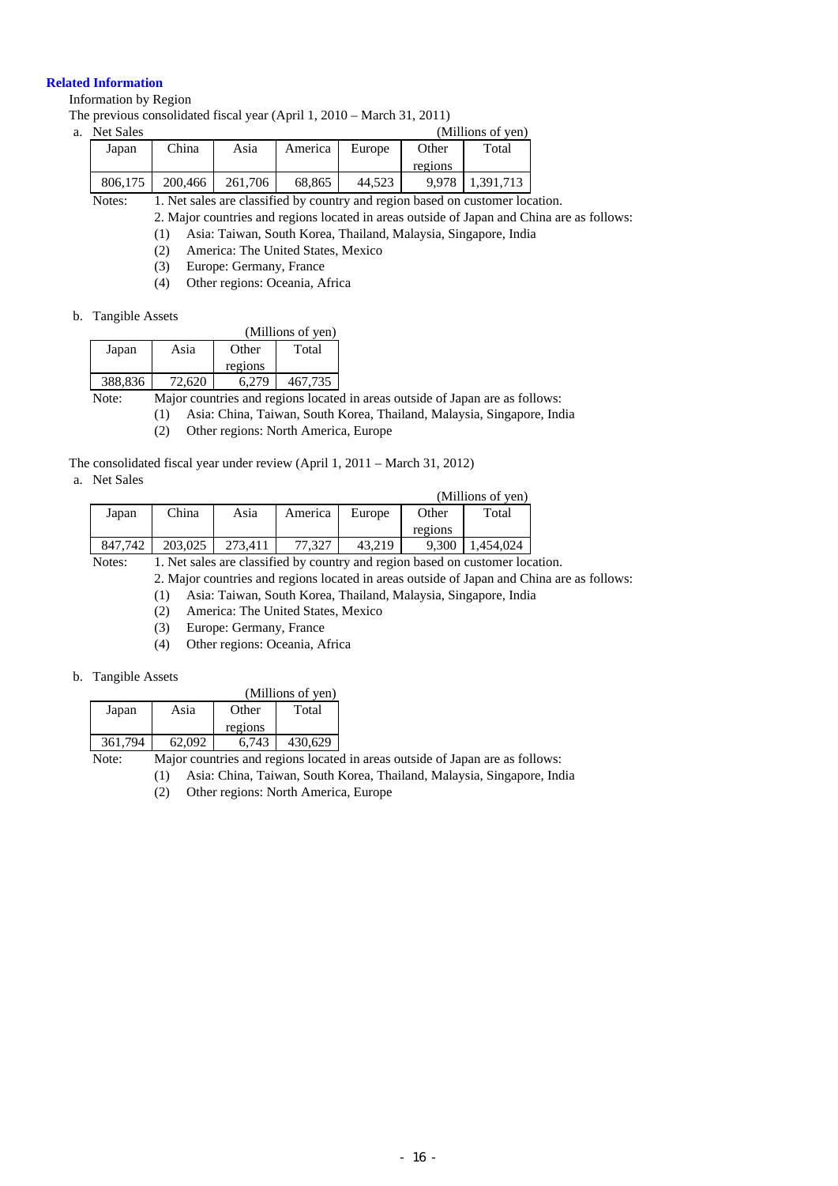**Related Information**

Information by Region

The previous consolidated fiscal year (April 1, 2010 – March 31, 2011)

a. Net Sales

(Millions of yen)

| Japan | China | Asia | America | Europe | Other regions | Total |
|---|---|---|---|---|---|---|
| 806,175 | 200,466 | 261,706 | 68,865 | 44,523 | 9,978 | 1,391,713 |

Notes:
1. Net sales are classified by country and region based on customer location.
2. Major countries and regions located in areas outside of Japan and China are as follows:
   (1) Asia: Taiwan, South Korea, Thailand, Malaysia, Singapore, India
   (2) America: The United States, Mexico
   (3) Europe: Germany, France
   (4) Other regions: Oceania, Africa

b. Tangible Assets

(Millions of yen)

| Japan | Asia | Other regions | Total |
|---|---|---|---|
| 388,836 | 72,620 | 6,279 | 467,735 |

Note: Major countries and regions located in areas outside of Japan are as follows:
(1) Asia: China, Taiwan, South Korea, Thailand, Malaysia, Singapore, India
(2) Other regions: North America, Europe

The consolidated fiscal year under review (April 1, 2011 – March 31, 2012)

a. Net Sales

(Millions of yen)

| Japan | China | Asia | America | Europe | Other regions | Total |
|---|---|---|---|---|---|---|
| 847,742 | 203,025 | 273,411 | 77,327 | 43,219 | 9,300 | 1,454,024 |

Notes:
1. Net sales are classified by country and region based on customer location.
2. Major countries and regions located in areas outside of Japan and China are as follows:
   (1) Asia: Taiwan, South Korea, Thailand, Malaysia, Singapore, India
   (2) America: The United States, Mexico
   (3) Europe: Germany, France
   (4) Other regions: Oceania, Africa

b. Tangible Assets

(Millions of yen)

| Japan | Asia | Other regions | Total |
|---|---|---|---|
| 361,794 | 62,092 | 6,743 | 430,629 |

Note: Major countries and regions located in areas outside of Japan are as follows:
(1) Asia: China, Taiwan, South Korea, Thailand, Malaysia, Singapore, India
(2) Other regions: North America, Europe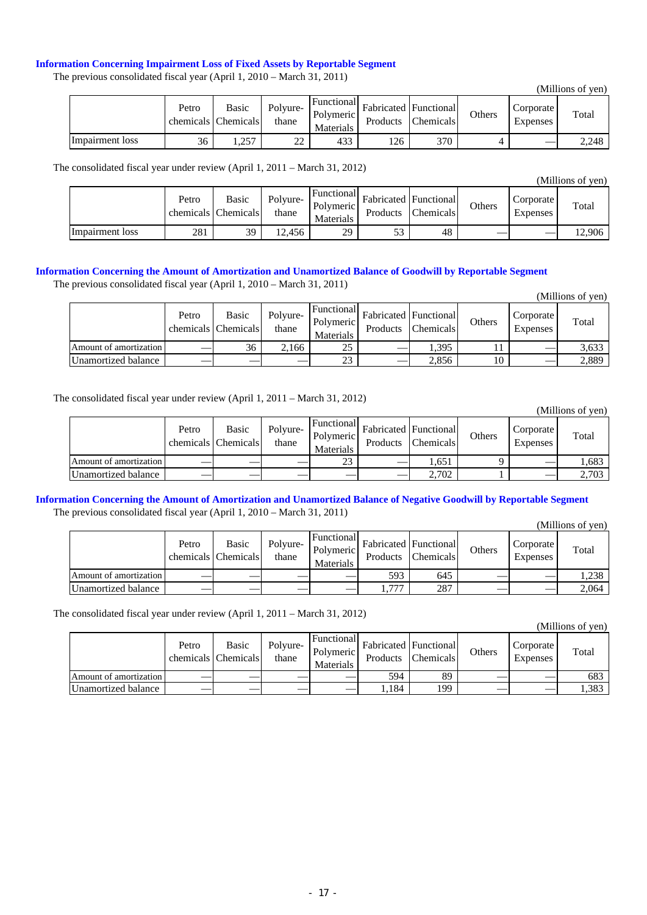### Information Concerning Impairment Loss of Fixed Assets by Reportable Segment

The previous consolidated fiscal year (April 1, 2010 – March 31, 2011)

(Millions of yen)

| | Petro chemicals | Basic Chemicals | Polyure-thane | Functional Polymeric Materials | Fabricated Products | Functional Chemicals | Others | Corporate Expenses | Total |
|---|---|---|---|---|---|---|---|---|---|
| Impairment loss | 36 | 1,257 | 22 | 433 | 126 | 370 | 4 | — | 2,248 |

The consolidated fiscal year under review (April 1, 2011 – March 31, 2012)

(Millions of yen)

| | Petro chemicals | Basic Chemicals | Polyure-thane | Functional Polymeric Materials | Fabricated Products | Functional Chemicals | Others | Corporate Expenses | Total |
|---|---|---|---|---|---|---|---|---|---|
| Impairment loss | 281 | 39 | 12,456 | 29 | 53 | 48 | — | — | 12,906 |

### Information Concerning the Amount of Amortization and Unamortized Balance of Goodwill by Reportable Segment

The previous consolidated fiscal year (April 1, 2010 – March 31, 2011)

(Millions of yen)

| | Petro chemicals | Basic Chemicals | Polyure-thane | Functional Polymeric Materials | Fabricated Products | Functional Chemicals | Others | Corporate Expenses | Total |
|---|---|---|---|---|---|---|---|---|---|
| Amount of amortization | — | 36 | 2,166 | 25 | — | 1,395 | 11 | — | 3,633 |
| Unamortized balance | — | — | — | 23 | — | 2,856 | 10 | — | 2,889 |

The consolidated fiscal year under review (April 1, 2011 – March 31, 2012)

(Millions of yen)

| | Petro chemicals | Basic Chemicals | Polyure-thane | Functional Polymeric Materials | Fabricated Products | Functional Chemicals | Others | Corporate Expenses | Total |
|---|---|---|---|---|---|---|---|---|---|
| Amount of amortization | — | — | — | 23 | — | 1,651 | 9 | — | 1,683 |
| Unamortized balance | — | — | — | — | — | 2,702 | 1 | — | 2,703 |

### Information Concerning the Amount of Amortization and Unamortized Balance of Negative Goodwill by Reportable Segment

The previous consolidated fiscal year (April 1, 2010 – March 31, 2011)

(Millions of yen)

| | Petro chemicals | Basic Chemicals | Polyure-thane | Functional Polymeric Materials | Fabricated Products | Functional Chemicals | Others | Corporate Expenses | Total |
|---|---|---|---|---|---|---|---|---|---|
| Amount of amortization | — | — | — | — | 593 | 645 | — | — | 1,238 |
| Unamortized balance | — | — | — | — | 1,777 | 287 | — | — | 2,064 |

The consolidated fiscal year under review (April 1, 2011 – March 31, 2012)

(Millions of yen)

| | Petro chemicals | Basic Chemicals | Polyure-thane | Functional Polymeric Materials | Fabricated Products | Functional Chemicals | Others | Corporate Expenses | Total |
|---|---|---|---|---|---|---|---|---|---|
| Amount of amortization | — | — | — | — | 594 | 89 | — | — | 683 |
| Unamortized balance | — | — | — | — | 1,184 | 199 | — | — | 1,383 |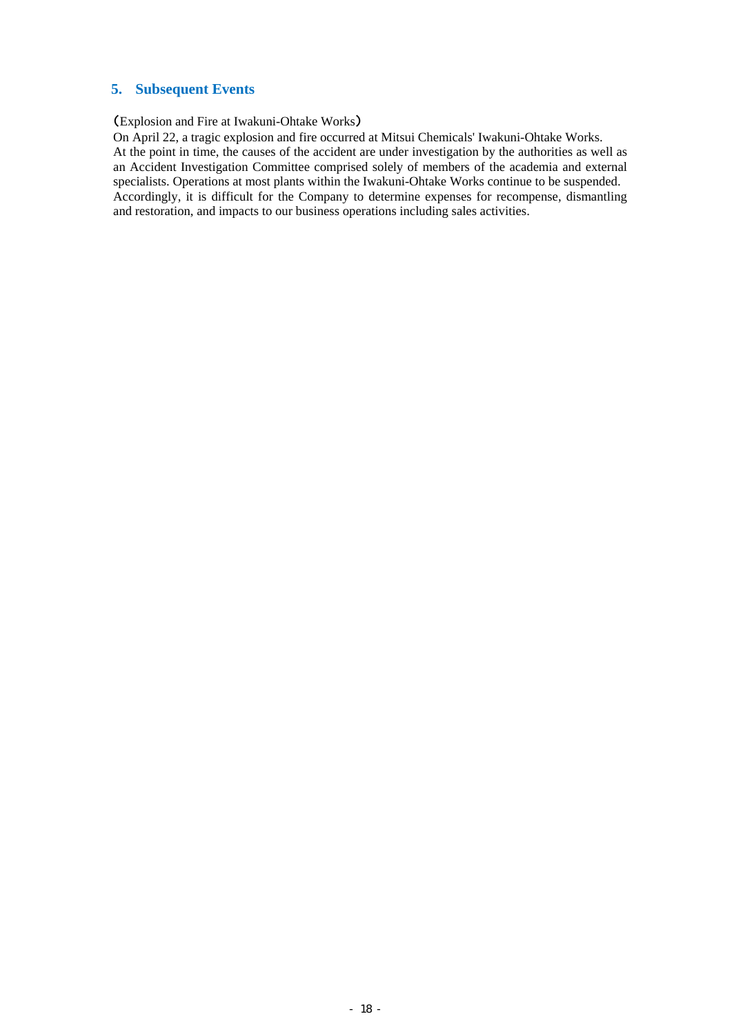## 5. Subsequent Events

（Explosion and Fire at Iwakuni-Ohtake Works）

On April 22, a tragic explosion and fire occurred at Mitsui Chemicals' Iwakuni-Ohtake Works.
At the point in time, the causes of the accident are under investigation by the authorities as well as an Accident Investigation Committee comprised solely of members of the academia and external specialists. Operations at most plants within the Iwakuni-Ohtake Works continue to be suspended.
Accordingly, it is difficult for the Company to determine expenses for recompense, dismantling and restoration, and impacts to our business operations including sales activities.